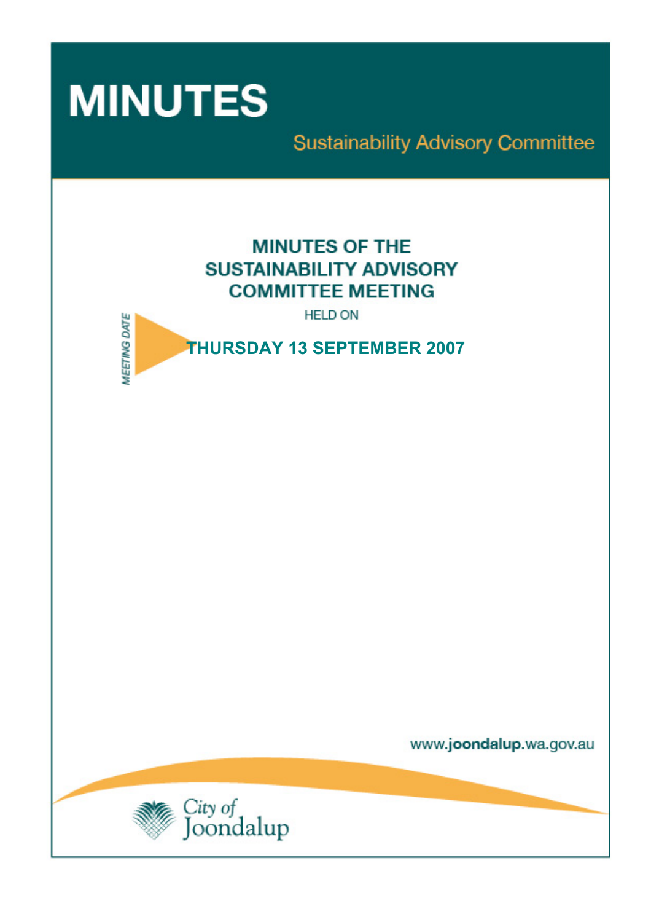# MINUTES

## Sustainability Advisory Committee

## MINUTES OF THE SUSTAINABILITY ADVISORY COMMITTEE MEETING

HELD ON

MEETING DATE

**THURSDAY 13 SEPTEMBER 2007**

www.joondalup.wa.gov.au

City of Joondalup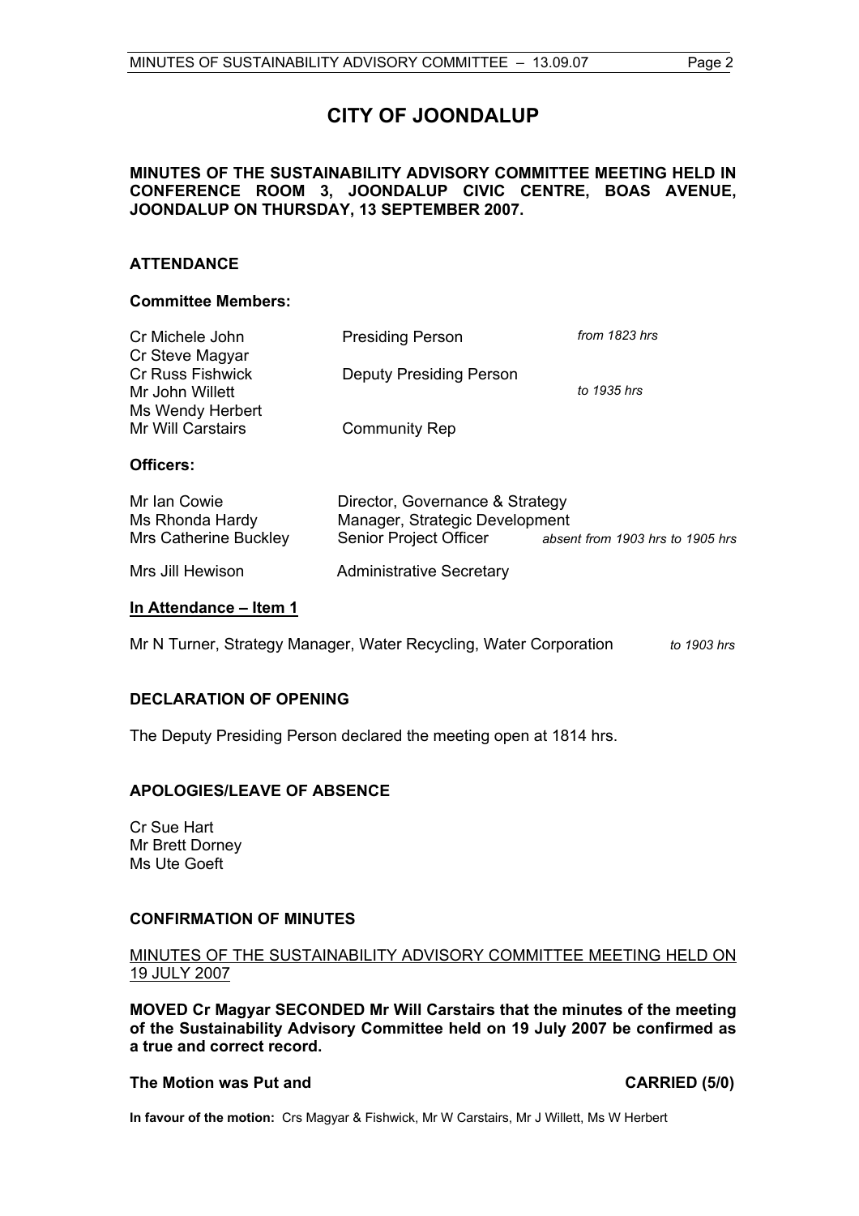# CITY OF JOONDALUP

**MINUTES OF THE SUSTAINABILITY ADVISORY COMMITTEE MEETING HELD IN CONFERENCE ROOM 3, JOONDALUP CIVIC CENTRE, BOAS AVENUE, JOONDALUP ON THURSDAY, 13 SEPTEMBER 2007.**

## ATTENDANCE

### Committee Members:

| | | |
|---|---|---|
| Cr Michele John | Presiding Person | *from 1823 hrs* |
| Cr Steve Magyar | | |
| Cr Russ Fishwick | Deputy Presiding Person | |
| Mr John Willett | | *to 1935 hrs* |
| Ms Wendy Herbert | | |
| Mr Will Carstairs | Community Rep | |

### Officers:

| | | |
|---|---|---|
| Mr Ian Cowie | Director, Governance & Strategy | |
| Ms Rhonda Hardy | Manager, Strategic Development | |
| Mrs Catherine Buckley | Senior Project Officer | *absent from 1903 hrs to 1905 hrs* |
| Mrs Jill Hewison | Administrative Secretary | |

### In Attendance – Item 1

Mr N Turner, Strategy Manager, Water Recycling, Water Corporation *to 1903 hrs*

## DECLARATION OF OPENING

The Deputy Presiding Person declared the meeting open at 1814 hrs.

## APOLOGIES/LEAVE OF ABSENCE

Cr Sue Hart
Mr Brett Dorney
Ms Ute Goeft

## CONFIRMATION OF MINUTES

MINUTES OF THE SUSTAINABILITY ADVISORY COMMITTEE MEETING HELD ON 19 JULY 2007

**MOVED Cr Magyar SECONDED Mr Will Carstairs that the minutes of the meeting of the Sustainability Advisory Committee held on 19 July 2007 be confirmed as a true and correct record.**

**The Motion was Put and CARRIED (5/0)**

**In favour of the motion:** Crs Magyar & Fishwick, Mr W Carstairs, Mr J Willett, Ms W Herbert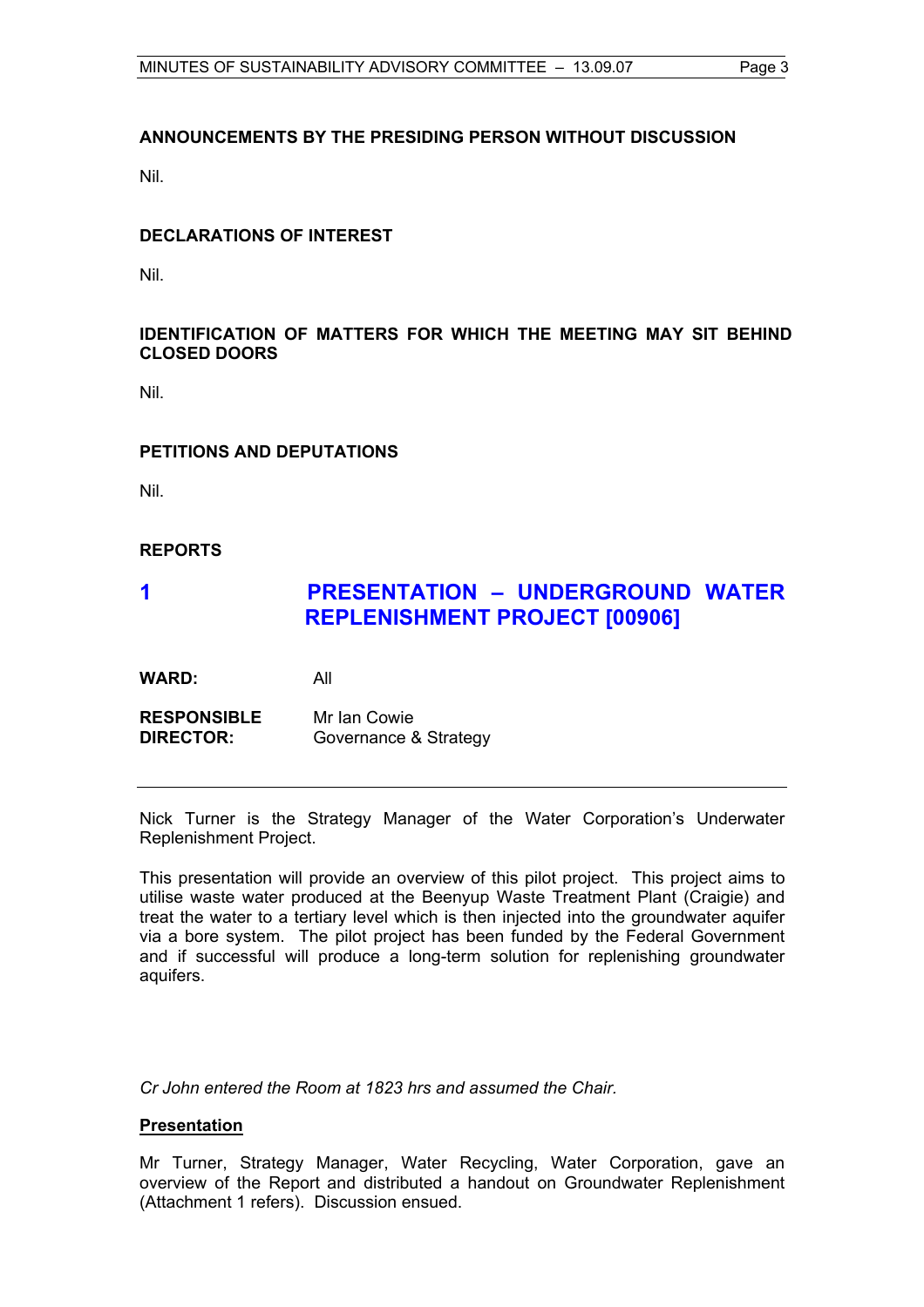## ANNOUNCEMENTS BY THE PRESIDING PERSON WITHOUT DISCUSSION

Nil.

## DECLARATIONS OF INTEREST

Nil.

## IDENTIFICATION OF MATTERS FOR WHICH THE MEETING MAY SIT BEHIND CLOSED DOORS

Nil.

## PETITIONS AND DEPUTATIONS

Nil.

## REPORTS

# 1 PRESENTATION – UNDERGROUND WATER REPLENISHMENT PROJECT [00906]

**WARD:** All

**RESPONSIBLE DIRECTOR:** Mr Ian Cowie
Governance & Strategy

---

Nick Turner is the Strategy Manager of the Water Corporation's Underwater Replenishment Project.

This presentation will provide an overview of this pilot project. This project aims to utilise waste water produced at the Beenyup Waste Treatment Plant (Craigie) and treat the water to a tertiary level which is then injected into the groundwater aquifer via a bore system. The pilot project has been funded by the Federal Government and if successful will produce a long-term solution for replenishing groundwater aquifers.

*Cr John entered the Room at 1823 hrs and assumed the Chair.*

**<u>Presentation</u>**

Mr Turner, Strategy Manager, Water Recycling, Water Corporation, gave an overview of the Report and distributed a handout on Groundwater Replenishment (Attachment 1 refers). Discussion ensued.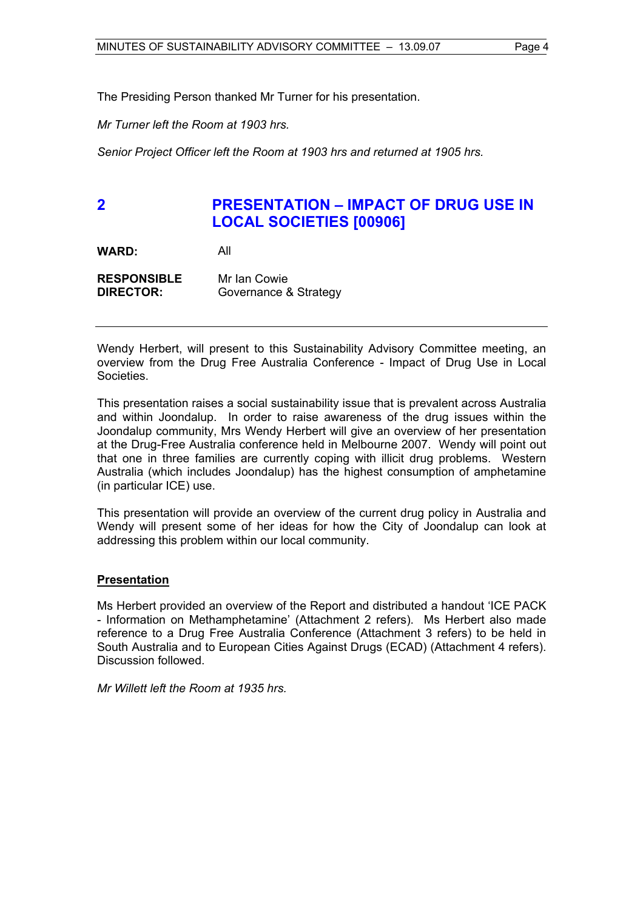The Presiding Person thanked Mr Turner for his presentation.

*Mr Turner left the Room at 1903 hrs.*

*Senior Project Officer left the Room at 1903 hrs and returned at 1905 hrs.*

## 2 PRESENTATION – IMPACT OF DRUG USE IN LOCAL SOCIETIES [00906]

**WARD:** All

**RESPONSIBLE DIRECTOR:** Mr Ian Cowie
Governance & Strategy

---

Wendy Herbert, will present to this Sustainability Advisory Committee meeting, an overview from the Drug Free Australia Conference - Impact of Drug Use in Local Societies.

This presentation raises a social sustainability issue that is prevalent across Australia and within Joondalup. In order to raise awareness of the drug issues within the Joondalup community, Mrs Wendy Herbert will give an overview of her presentation at the Drug-Free Australia conference held in Melbourne 2007. Wendy will point out that one in three families are currently coping with illicit drug problems. Western Australia (which includes Joondalup) has the highest consumption of amphetamine (in particular ICE) use.

This presentation will provide an overview of the current drug policy in Australia and Wendy will present some of her ideas for how the City of Joondalup can look at addressing this problem within our local community.

**<u>Presentation</u>**

Ms Herbert provided an overview of the Report and distributed a handout 'ICE PACK - Information on Methamphetamine' (Attachment 2 refers). Ms Herbert also made reference to a Drug Free Australia Conference (Attachment 3 refers) to be held in South Australia and to European Cities Against Drugs (ECAD) (Attachment 4 refers). Discussion followed.

*Mr Willett left the Room at 1935 hrs.*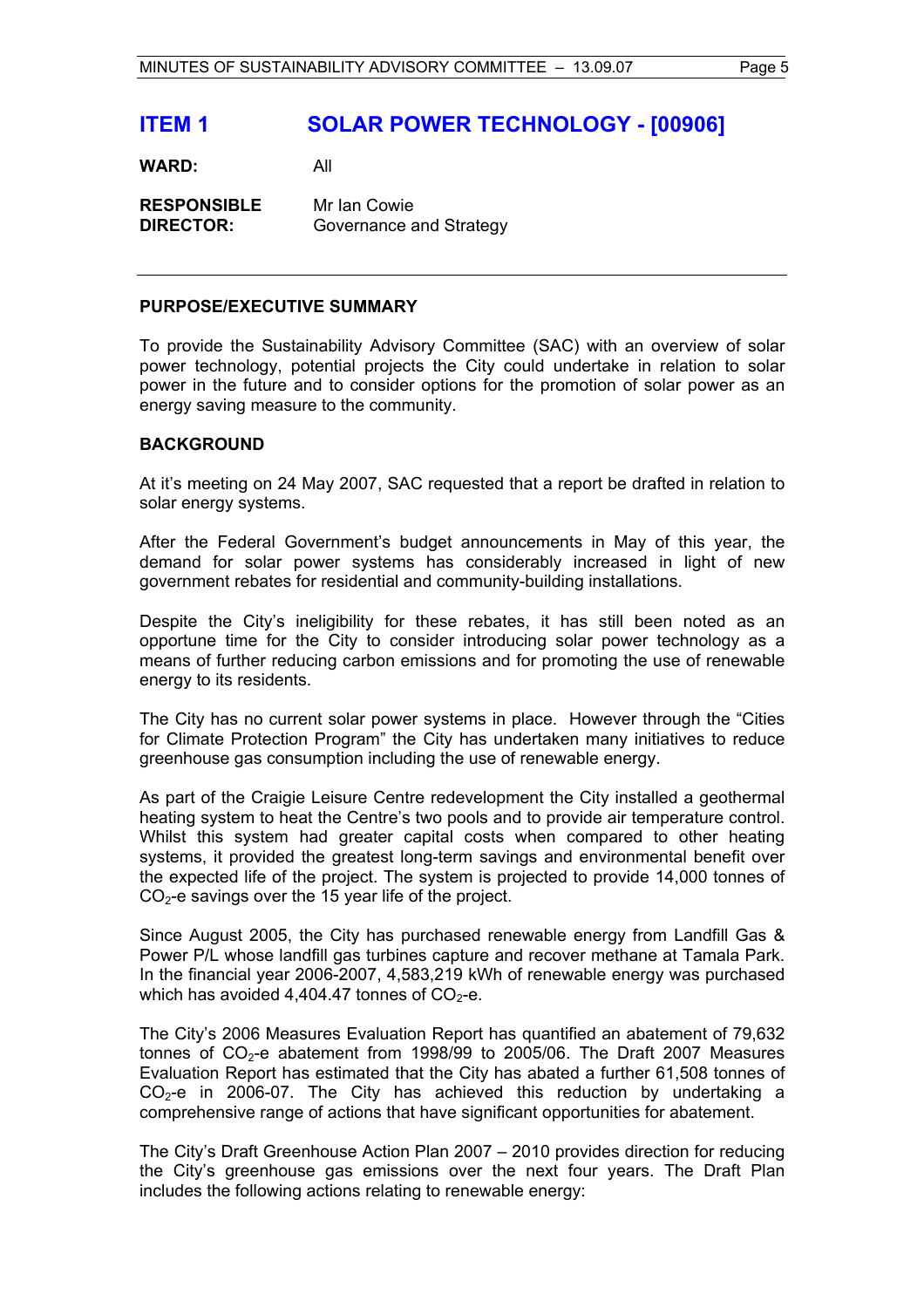# ITEM 1 SOLAR POWER TECHNOLOGY - [00906]

**WARD:** All

**RESPONSIBLE DIRECTOR:** Mr Ian Cowie
Governance and Strategy

---

**PURPOSE/EXECUTIVE SUMMARY**

To provide the Sustainability Advisory Committee (SAC) with an overview of solar power technology, potential projects the City could undertake in relation to solar power in the future and to consider options for the promotion of solar power as an energy saving measure to the community.

**BACKGROUND**

At it's meeting on 24 May 2007, SAC requested that a report be drafted in relation to solar energy systems.

After the Federal Government's budget announcements in May of this year, the demand for solar power systems has considerably increased in light of new government rebates for residential and community-building installations.

Despite the City's ineligibility for these rebates, it has still been noted as an opportune time for the City to consider introducing solar power technology as a means of further reducing carbon emissions and for promoting the use of renewable energy to its residents.

The City has no current solar power systems in place. However through the "Cities for Climate Protection Program" the City has undertaken many initiatives to reduce greenhouse gas consumption including the use of renewable energy.

As part of the Craigie Leisure Centre redevelopment the City installed a geothermal heating system to heat the Centre's two pools and to provide air temperature control. Whilst this system had greater capital costs when compared to other heating systems, it provided the greatest long-term savings and environmental benefit over the expected life of the project. The system is projected to provide 14,000 tonnes of $CO_2$-e savings over the 15 year life of the project.

Since August 2005, the City has purchased renewable energy from Landfill Gas & Power P/L whose landfill gas turbines capture and recover methane at Tamala Park. In the financial year 2006-2007, 4,583,219 kWh of renewable energy was purchased which has avoided 4,404.47 tonnes of $CO_2$-e.

The City's 2006 Measures Evaluation Report has quantified an abatement of 79,632 tonnes of $CO_2$-e abatement from 1998/99 to 2005/06. The Draft 2007 Measures Evaluation Report has estimated that the City has abated a further 61,508 tonnes of $CO_2$-e in 2006-07. The City has achieved this reduction by undertaking a comprehensive range of actions that have significant opportunities for abatement.

The City's Draft Greenhouse Action Plan 2007 – 2010 provides direction for reducing the City's greenhouse gas emissions over the next four years. The Draft Plan includes the following actions relating to renewable energy: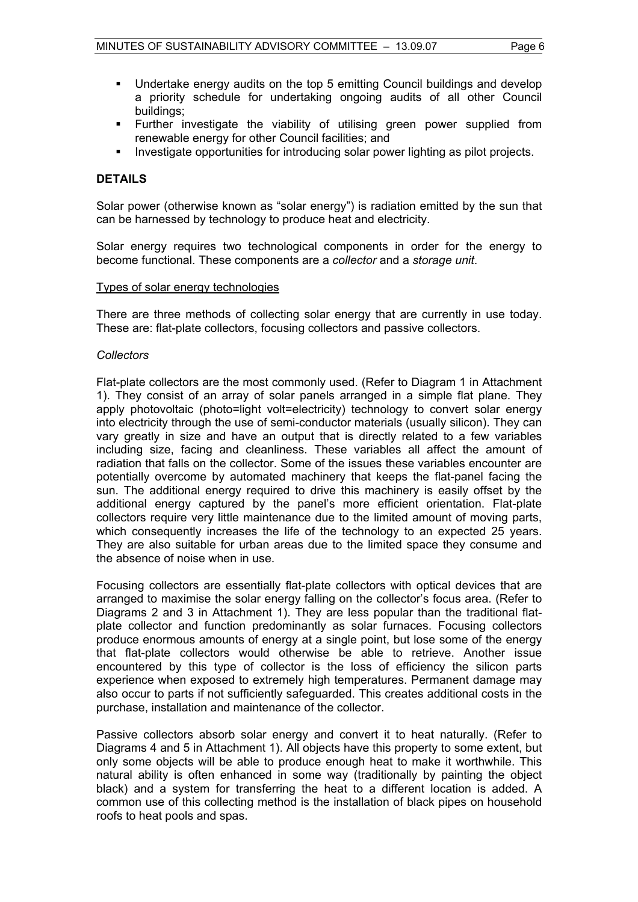- Undertake energy audits on the top 5 emitting Council buildings and develop a priority schedule for undertaking ongoing audits of all other Council buildings;
- Further investigate the viability of utilising green power supplied from renewable energy for other Council facilities; and
- Investigate opportunities for introducing solar power lighting as pilot projects.

## DETAILS

Solar power (otherwise known as "solar energy") is radiation emitted by the sun that can be harnessed by technology to produce heat and electricity.

Solar energy requires two technological components in order for the energy to become functional. These components are a *collector* and a *storage unit*.

Types of solar energy technologies

There are three methods of collecting solar energy that are currently in use today. These are: flat-plate collectors, focusing collectors and passive collectors.

*Collectors*

Flat-plate collectors are the most commonly used. (Refer to Diagram 1 in Attachment 1). They consist of an array of solar panels arranged in a simple flat plane. They apply photovoltaic (photo=light volt=electricity) technology to convert solar energy into electricity through the use of semi-conductor materials (usually silicon). They can vary greatly in size and have an output that is directly related to a few variables including size, facing and cleanliness. These variables all affect the amount of radiation that falls on the collector. Some of the issues these variables encounter are potentially overcome by automated machinery that keeps the flat-panel facing the sun. The additional energy required to drive this machinery is easily offset by the additional energy captured by the panel's more efficient orientation. Flat-plate collectors require very little maintenance due to the limited amount of moving parts, which consequently increases the life of the technology to an expected 25 years. They are also suitable for urban areas due to the limited space they consume and the absence of noise when in use.

Focusing collectors are essentially flat-plate collectors with optical devices that are arranged to maximise the solar energy falling on the collector's focus area. (Refer to Diagrams 2 and 3 in Attachment 1). They are less popular than the traditional flat-plate collector and function predominantly as solar furnaces. Focusing collectors produce enormous amounts of energy at a single point, but lose some of the energy that flat-plate collectors would otherwise be able to retrieve. Another issue encountered by this type of collector is the loss of efficiency the silicon parts experience when exposed to extremely high temperatures. Permanent damage may also occur to parts if not sufficiently safeguarded. This creates additional costs in the purchase, installation and maintenance of the collector.

Passive collectors absorb solar energy and convert it to heat naturally. (Refer to Diagrams 4 and 5 in Attachment 1). All objects have this property to some extent, but only some objects will be able to produce enough heat to make it worthwhile. This natural ability is often enhanced in some way (traditionally by painting the object black) and a system for transferring the heat to a different location is added. A common use of this collecting method is the installation of black pipes on household roofs to heat pools and spas.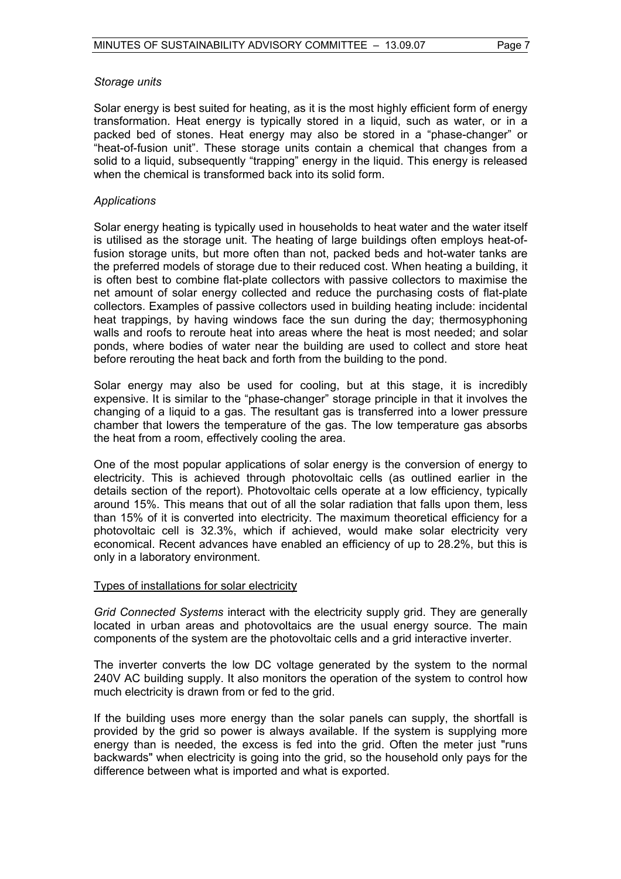*Storage units*

Solar energy is best suited for heating, as it is the most highly efficient form of energy transformation. Heat energy is typically stored in a liquid, such as water, or in a packed bed of stones. Heat energy may also be stored in a "phase-changer" or "heat-of-fusion unit". These storage units contain a chemical that changes from a solid to a liquid, subsequently "trapping" energy in the liquid. This energy is released when the chemical is transformed back into its solid form.

*Applications*

Solar energy heating is typically used in households to heat water and the water itself is utilised as the storage unit. The heating of large buildings often employs heat-of-fusion storage units, but more often than not, packed beds and hot-water tanks are the preferred models of storage due to their reduced cost. When heating a building, it is often best to combine flat-plate collectors with passive collectors to maximise the net amount of solar energy collected and reduce the purchasing costs of flat-plate collectors. Examples of passive collectors used in building heating include: incidental heat trappings, by having windows face the sun during the day; thermosyphoning walls and roofs to reroute heat into areas where the heat is most needed; and solar ponds, where bodies of water near the building are used to collect and store heat before rerouting the heat back and forth from the building to the pond.

Solar energy may also be used for cooling, but at this stage, it is incredibly expensive. It is similar to the "phase-changer" storage principle in that it involves the changing of a liquid to a gas. The resultant gas is transferred into a lower pressure chamber that lowers the temperature of the gas. The low temperature gas absorbs the heat from a room, effectively cooling the area.

One of the most popular applications of solar energy is the conversion of energy to electricity. This is achieved through photovoltaic cells (as outlined earlier in the details section of the report). Photovoltaic cells operate at a low efficiency, typically around 15%. This means that out of all the solar radiation that falls upon them, less than 15% of it is converted into electricity. The maximum theoretical efficiency for a photovoltaic cell is 32.3%, which if achieved, would make solar electricity very economical. Recent advances have enabled an efficiency of up to 28.2%, but this is only in a laboratory environment.

<u>Types of installations for solar electricity</u>

*Grid Connected Systems* interact with the electricity supply grid. They are generally located in urban areas and photovoltaics are the usual energy source. The main components of the system are the photovoltaic cells and a grid interactive inverter.

The inverter converts the low DC voltage generated by the system to the normal 240V AC building supply. It also monitors the operation of the system to control how much electricity is drawn from or fed to the grid.

If the building uses more energy than the solar panels can supply, the shortfall is provided by the grid so power is always available. If the system is supplying more energy than is needed, the excess is fed into the grid. Often the meter just "runs backwards" when electricity is going into the grid, so the household only pays for the difference between what is imported and what is exported.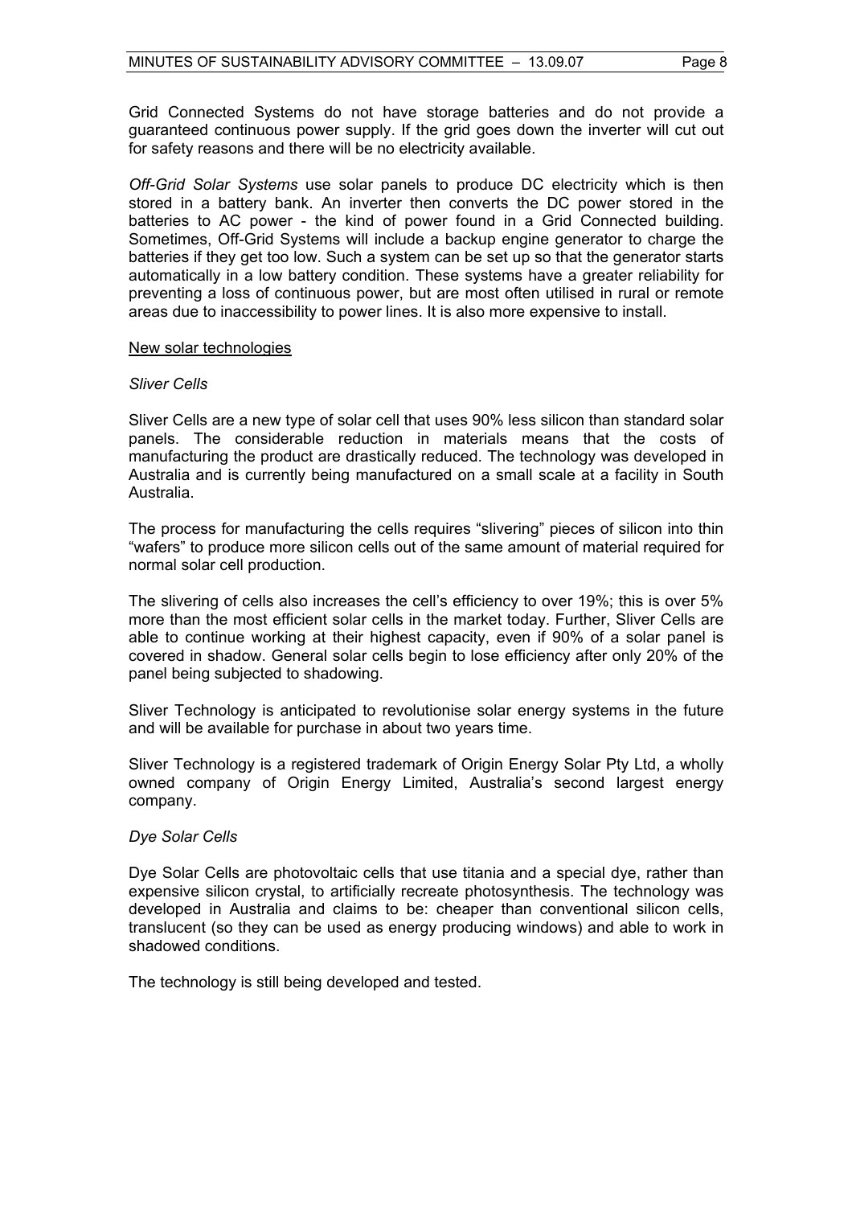Grid Connected Systems do not have storage batteries and do not provide a guaranteed continuous power supply. If the grid goes down the inverter will cut out for safety reasons and there will be no electricity available.

*Off-Grid Solar Systems* use solar panels to produce DC electricity which is then stored in a battery bank. An inverter then converts the DC power stored in the batteries to AC power - the kind of power found in a Grid Connected building. Sometimes, Off-Grid Systems will include a backup engine generator to charge the batteries if they get too low. Such a system can be set up so that the generator starts automatically in a low battery condition. These systems have a greater reliability for preventing a loss of continuous power, but are most often utilised in rural or remote areas due to inaccessibility to power lines. It is also more expensive to install.

<u>New solar technologies</u>

*Sliver Cells*

Sliver Cells are a new type of solar cell that uses 90% less silicon than standard solar panels. The considerable reduction in materials means that the costs of manufacturing the product are drastically reduced. The technology was developed in Australia and is currently being manufactured on a small scale at a facility in South Australia.

The process for manufacturing the cells requires "slivering" pieces of silicon into thin "wafers" to produce more silicon cells out of the same amount of material required for normal solar cell production.

The slivering of cells also increases the cell's efficiency to over 19%; this is over 5% more than the most efficient solar cells in the market today. Further, Sliver Cells are able to continue working at their highest capacity, even if 90% of a solar panel is covered in shadow. General solar cells begin to lose efficiency after only 20% of the panel being subjected to shadowing.

Sliver Technology is anticipated to revolutionise solar energy systems in the future and will be available for purchase in about two years time.

Sliver Technology is a registered trademark of Origin Energy Solar Pty Ltd, a wholly owned company of Origin Energy Limited, Australia's second largest energy company.

*Dye Solar Cells*

Dye Solar Cells are photovoltaic cells that use titania and a special dye, rather than expensive silicon crystal, to artificially recreate photosynthesis. The technology was developed in Australia and claims to be: cheaper than conventional silicon cells, translucent (so they can be used as energy producing windows) and able to work in shadowed conditions.

The technology is still being developed and tested.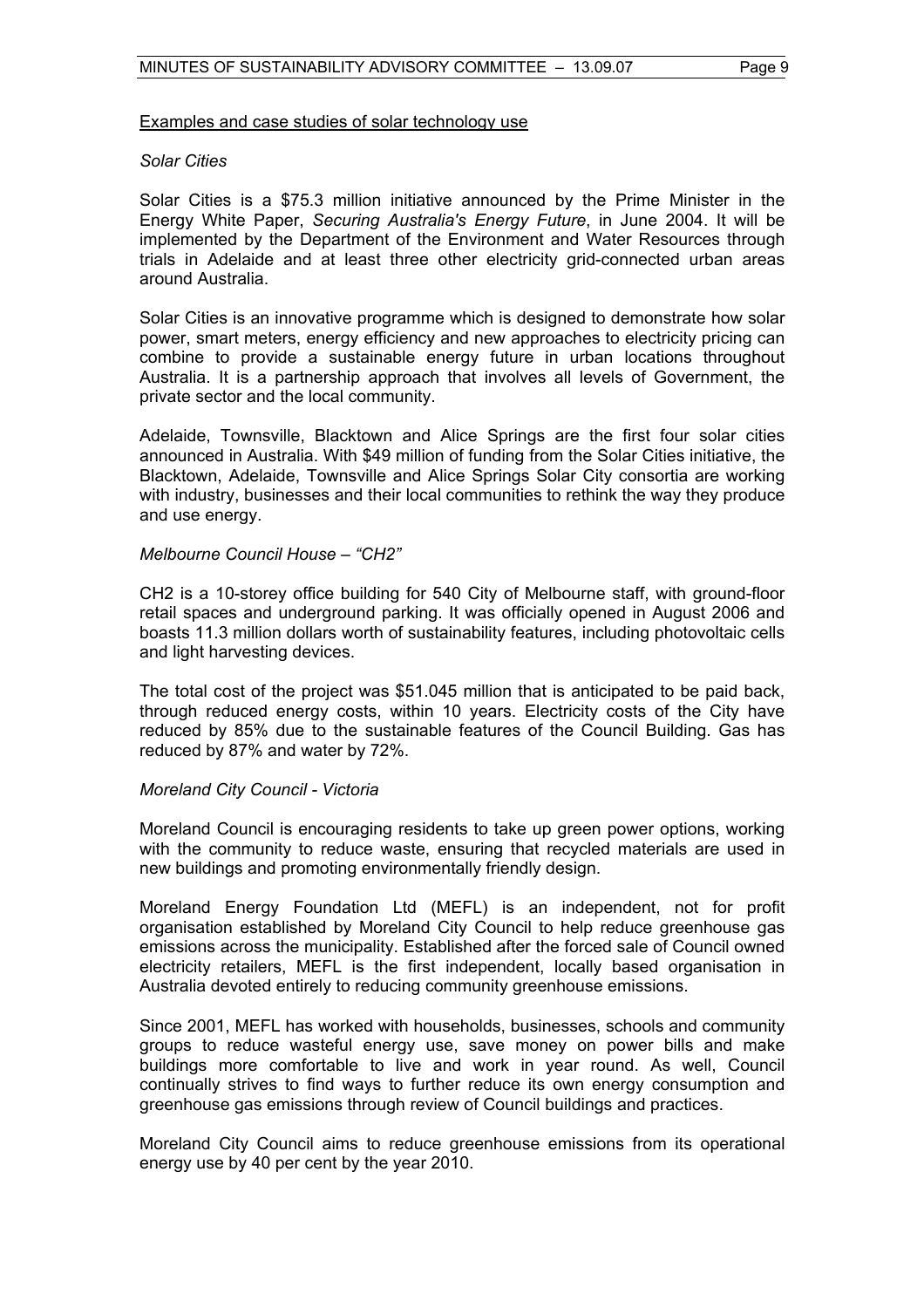Examples and case studies of solar technology use

*Solar Cities*

Solar Cities is a $75.3 million initiative announced by the Prime Minister in the Energy White Paper, *Securing Australia's Energy Future*, in June 2004. It will be implemented by the Department of the Environment and Water Resources through trials in Adelaide and at least three other electricity grid-connected urban areas around Australia.

Solar Cities is an innovative programme which is designed to demonstrate how solar power, smart meters, energy efficiency and new approaches to electricity pricing can combine to provide a sustainable energy future in urban locations throughout Australia. It is a partnership approach that involves all levels of Government, the private sector and the local community.

Adelaide, Townsville, Blacktown and Alice Springs are the first four solar cities announced in Australia. With $49 million of funding from the Solar Cities initiative, the Blacktown, Adelaide, Townsville and Alice Springs Solar City consortia are working with industry, businesses and their local communities to rethink the way they produce and use energy.

*Melbourne Council House – "CH2"*

CH2 is a 10-storey office building for 540 City of Melbourne staff, with ground-floor retail spaces and underground parking. It was officially opened in August 2006 and boasts 11.3 million dollars worth of sustainability features, including photovoltaic cells and light harvesting devices.

The total cost of the project was $51.045 million that is anticipated to be paid back, through reduced energy costs, within 10 years. Electricity costs of the City have reduced by 85% due to the sustainable features of the Council Building. Gas has reduced by 87% and water by 72%.

*Moreland City Council - Victoria*

Moreland Council is encouraging residents to take up green power options, working with the community to reduce waste, ensuring that recycled materials are used in new buildings and promoting environmentally friendly design.

Moreland Energy Foundation Ltd (MEFL) is an independent, not for profit organisation established by Moreland City Council to help reduce greenhouse gas emissions across the municipality. Established after the forced sale of Council owned electricity retailers, MEFL is the first independent, locally based organisation in Australia devoted entirely to reducing community greenhouse emissions.

Since 2001, MEFL has worked with households, businesses, schools and community groups to reduce wasteful energy use, save money on power bills and make buildings more comfortable to live and work in year round. As well, Council continually strives to find ways to further reduce its own energy consumption and greenhouse gas emissions through review of Council buildings and practices.

Moreland City Council aims to reduce greenhouse emissions from its operational energy use by 40 per cent by the year 2010.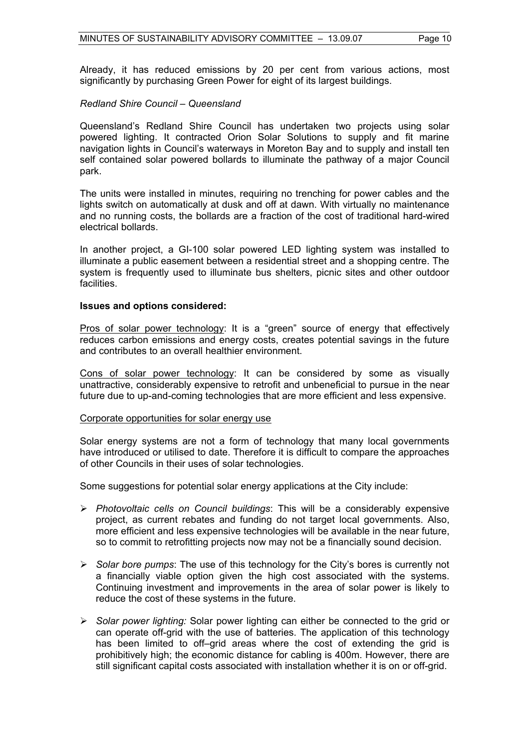Already, it has reduced emissions by 20 per cent from various actions, most significantly by purchasing Green Power for eight of its largest buildings.

*Redland Shire Council – Queensland*

Queensland's Redland Shire Council has undertaken two projects using solar powered lighting. It contracted Orion Solar Solutions to supply and fit marine navigation lights in Council's waterways in Moreton Bay and to supply and install ten self contained solar powered bollards to illuminate the pathway of a major Council park.

The units were installed in minutes, requiring no trenching for power cables and the lights switch on automatically at dusk and off at dawn. With virtually no maintenance and no running costs, the bollards are a fraction of the cost of traditional hard-wired electrical bollards.

In another project, a GI-100 solar powered LED lighting system was installed to illuminate a public easement between a residential street and a shopping centre. The system is frequently used to illuminate bus shelters, picnic sites and other outdoor facilities.

**Issues and options considered:**

<u>Pros of solar power technology</u>: It is a "green" source of energy that effectively reduces carbon emissions and energy costs, creates potential savings in the future and contributes to an overall healthier environment.

<u>Cons of solar power technology</u>: It can be considered by some as visually unattractive, considerably expensive to retrofit and unbeneficial to pursue in the near future due to up-and-coming technologies that are more efficient and less expensive.

<u>Corporate opportunities for solar energy use</u>

Solar energy systems are not a form of technology that many local governments have introduced or utilised to date. Therefore it is difficult to compare the approaches of other Councils in their uses of solar technologies.

Some suggestions for potential solar energy applications at the City include:

- *Photovoltaic cells on Council buildings*: This will be a considerably expensive project, as current rebates and funding do not target local governments. Also, more efficient and less expensive technologies will be available in the near future, so to commit to retrofitting projects now may not be a financially sound decision.
- *Solar bore pumps*: The use of this technology for the City's bores is currently not a financially viable option given the high cost associated with the systems. Continuing investment and improvements in the area of solar power is likely to reduce the cost of these systems in the future.
- *Solar power lighting:* Solar power lighting can either be connected to the grid or can operate off-grid with the use of batteries. The application of this technology has been limited to off–grid areas where the cost of extending the grid is prohibitively high; the economic distance for cabling is 400m. However, there are still significant capital costs associated with installation whether it is on or off-grid.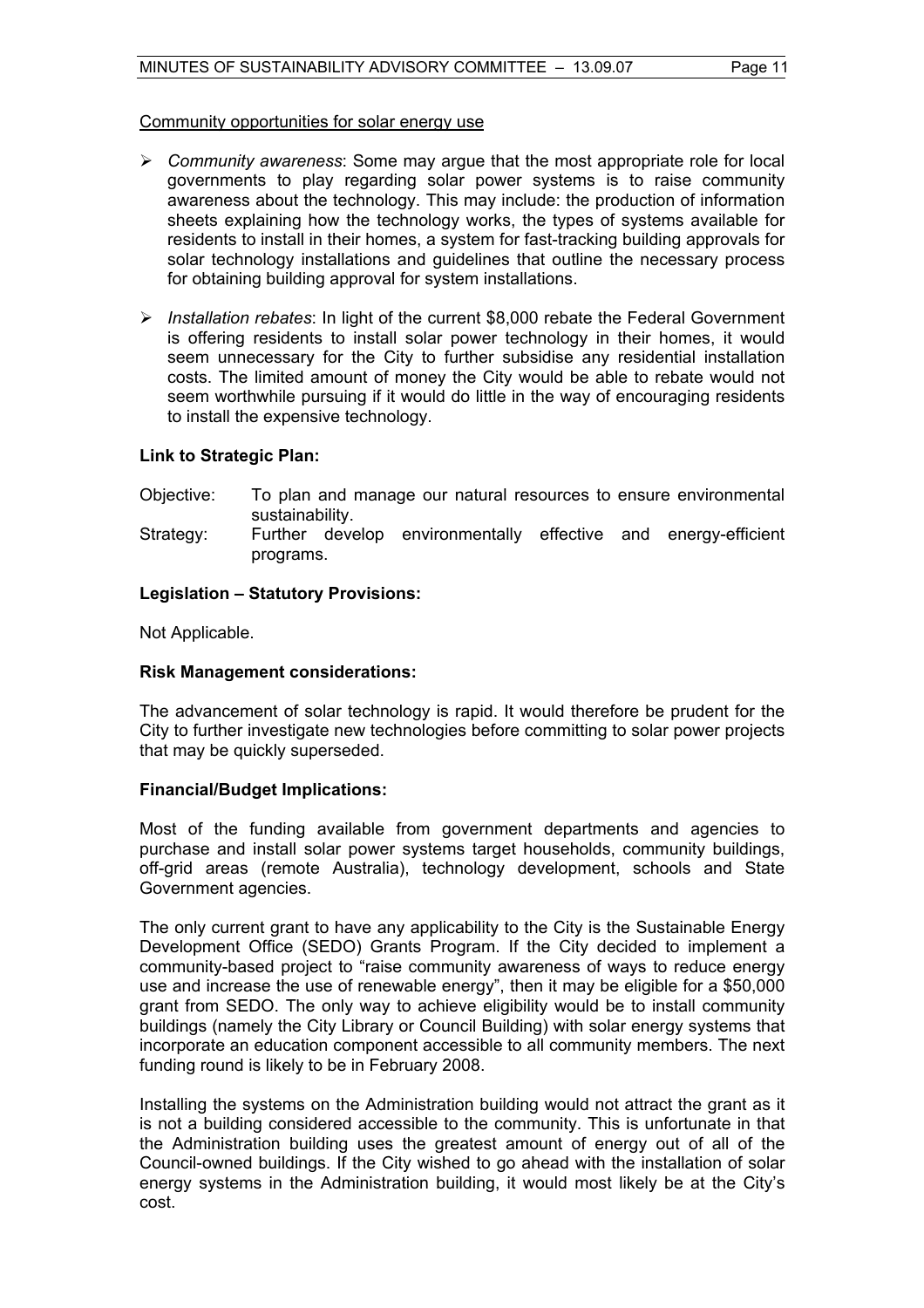Community opportunities for solar energy use

- *Community awareness*: Some may argue that the most appropriate role for local governments to play regarding solar power systems is to raise community awareness about the technology. This may include: the production of information sheets explaining how the technology works, the types of systems available for residents to install in their homes, a system for fast-tracking building approvals for solar technology installations and guidelines that outline the necessary process for obtaining building approval for system installations.

- *Installation rebates*: In light of the current $8,000 rebate the Federal Government is offering residents to install solar power technology in their homes, it would seem unnecessary for the City to further subsidise any residential installation costs. The limited amount of money the City would be able to rebate would not seem worthwhile pursuing if it would do little in the way of encouraging residents to install the expensive technology.

**Link to Strategic Plan:**

Objective: To plan and manage our natural resources to ensure environmental sustainability.

Strategy: Further develop environmentally effective and energy-efficient programs.

**Legislation – Statutory Provisions:**

Not Applicable.

**Risk Management considerations:**

The advancement of solar technology is rapid. It would therefore be prudent for the City to further investigate new technologies before committing to solar power projects that may be quickly superseded.

**Financial/Budget Implications:**

Most of the funding available from government departments and agencies to purchase and install solar power systems target households, community buildings, off-grid areas (remote Australia), technology development, schools and State Government agencies.

The only current grant to have any applicability to the City is the Sustainable Energy Development Office (SEDO) Grants Program. If the City decided to implement a community-based project to "raise community awareness of ways to reduce energy use and increase the use of renewable energy", then it may be eligible for a $50,000 grant from SEDO. The only way to achieve eligibility would be to install community buildings (namely the City Library or Council Building) with solar energy systems that incorporate an education component accessible to all community members. The next funding round is likely to be in February 2008.

Installing the systems on the Administration building would not attract the grant as it is not a building considered accessible to the community. This is unfortunate in that the Administration building uses the greatest amount of energy out of all of the Council-owned buildings. If the City wished to go ahead with the installation of solar energy systems in the Administration building, it would most likely be at the City's cost.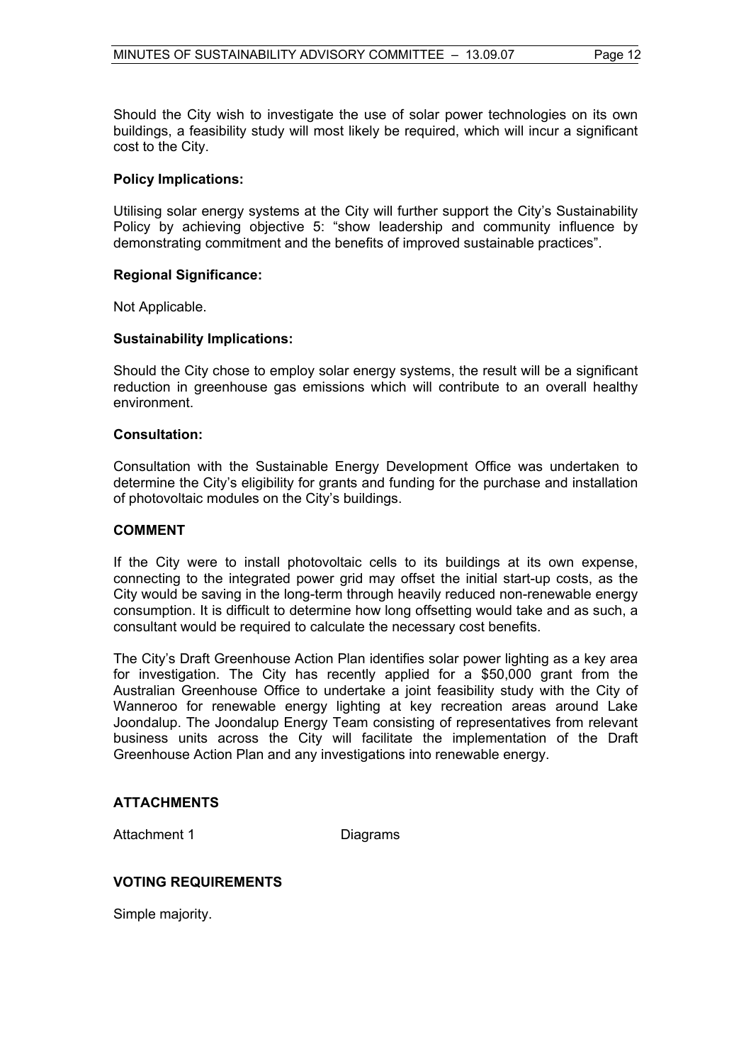Should the City wish to investigate the use of solar power technologies on its own buildings, a feasibility study will most likely be required, which will incur a significant cost to the City.

**Policy Implications:**

Utilising solar energy systems at the City will further support the City's Sustainability Policy by achieving objective 5: "show leadership and community influence by demonstrating commitment and the benefits of improved sustainable practices".

**Regional Significance:**

Not Applicable.

**Sustainability Implications:**

Should the City chose to employ solar energy systems, the result will be a significant reduction in greenhouse gas emissions which will contribute to an overall healthy environment.

**Consultation:**

Consultation with the Sustainable Energy Development Office was undertaken to determine the City's eligibility for grants and funding for the purchase and installation of photovoltaic modules on the City's buildings.

## COMMENT

If the City were to install photovoltaic cells to its buildings at its own expense, connecting to the integrated power grid may offset the initial start-up costs, as the City would be saving in the long-term through heavily reduced non-renewable energy consumption. It is difficult to determine how long offsetting would take and as such, a consultant would be required to calculate the necessary cost benefits.

The City's Draft Greenhouse Action Plan identifies solar power lighting as a key area for investigation. The City has recently applied for a $50,000 grant from the Australian Greenhouse Office to undertake a joint feasibility study with the City of Wanneroo for renewable energy lighting at key recreation areas around Lake Joondalup. The Joondalup Energy Team consisting of representatives from relevant business units across the City will facilitate the implementation of the Draft Greenhouse Action Plan and any investigations into renewable energy.

## ATTACHMENTS

Attachment 1 Diagrams

## VOTING REQUIREMENTS

Simple majority.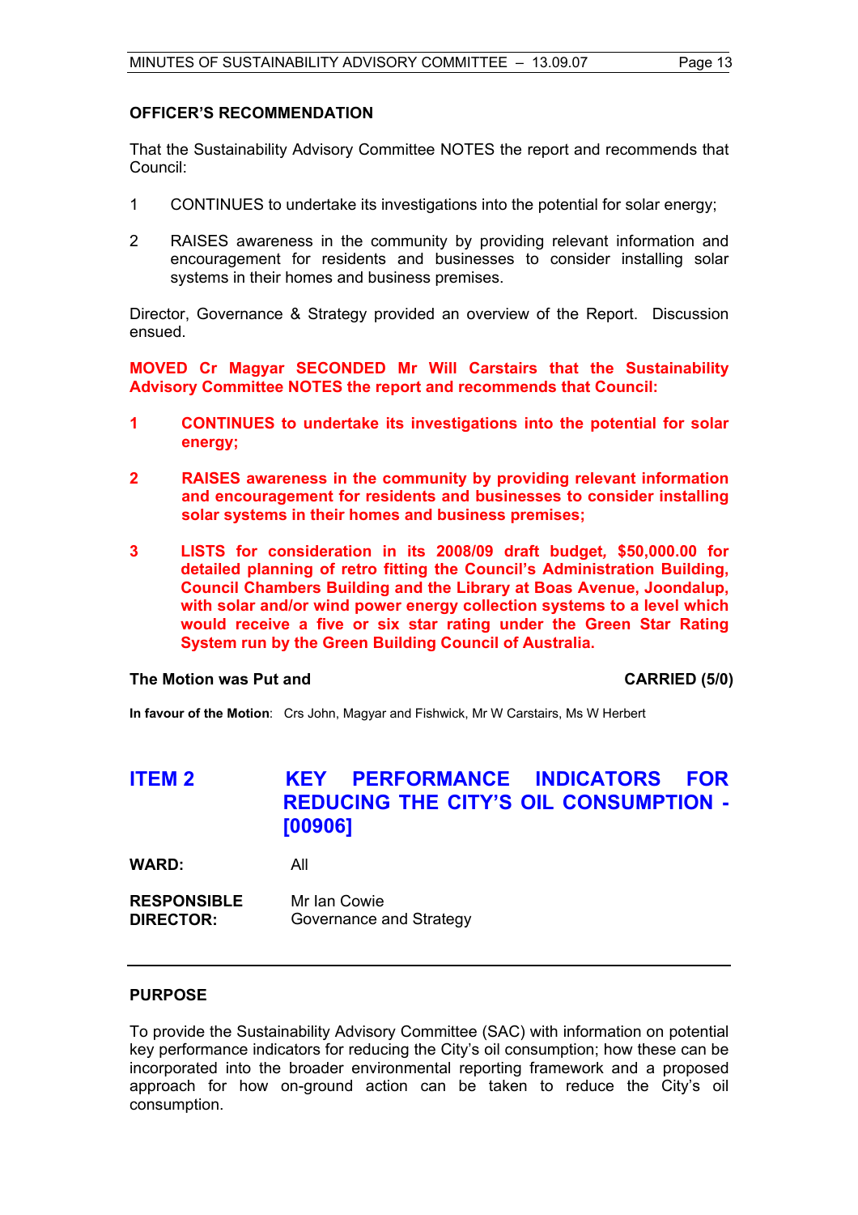**OFFICER'S RECOMMENDATION**

That the Sustainability Advisory Committee NOTES the report and recommends that Council:

1. CONTINUES to undertake its investigations into the potential for solar energy;
2. RAISES awareness in the community by providing relevant information and encouragement for residents and businesses to consider installing solar systems in their homes and business premises.

Director, Governance & Strategy provided an overview of the Report. Discussion ensued.

**MOVED Cr Magyar SECONDED Mr Will Carstairs that the Sustainability Advisory Committee NOTES the report and recommends that Council:**

1. **CONTINUES to undertake its investigations into the potential for solar energy;**
2. **RAISES awareness in the community by providing relevant information and encouragement for residents and businesses to consider installing solar systems in their homes and business premises;**
3. **LISTS for consideration in its 2008/09 draft budget, $50,000.00 for detailed planning of retro fitting the Council's Administration Building, Council Chambers Building and the Library at Boas Avenue, Joondalup, with solar and/or wind power energy collection systems to a level which would receive a five or six star rating under the Green Star Rating System run by the Green Building Council of Australia.**

**The Motion was Put and CARRIED (5/0)**

**In favour of the Motion**: Crs John, Magyar and Fishwick, Mr W Carstairs, Ms W Herbert

## ITEM 2 KEY PERFORMANCE INDICATORS FOR REDUCING THE CITY'S OIL CONSUMPTION - [00906]

**WARD:** All

**RESPONSIBLE DIRECTOR:** Mr Ian Cowie
Governance and Strategy

---

**PURPOSE**

To provide the Sustainability Advisory Committee (SAC) with information on potential key performance indicators for reducing the City's oil consumption; how these can be incorporated into the broader environmental reporting framework and a proposed approach for how on-ground action can be taken to reduce the City's oil consumption.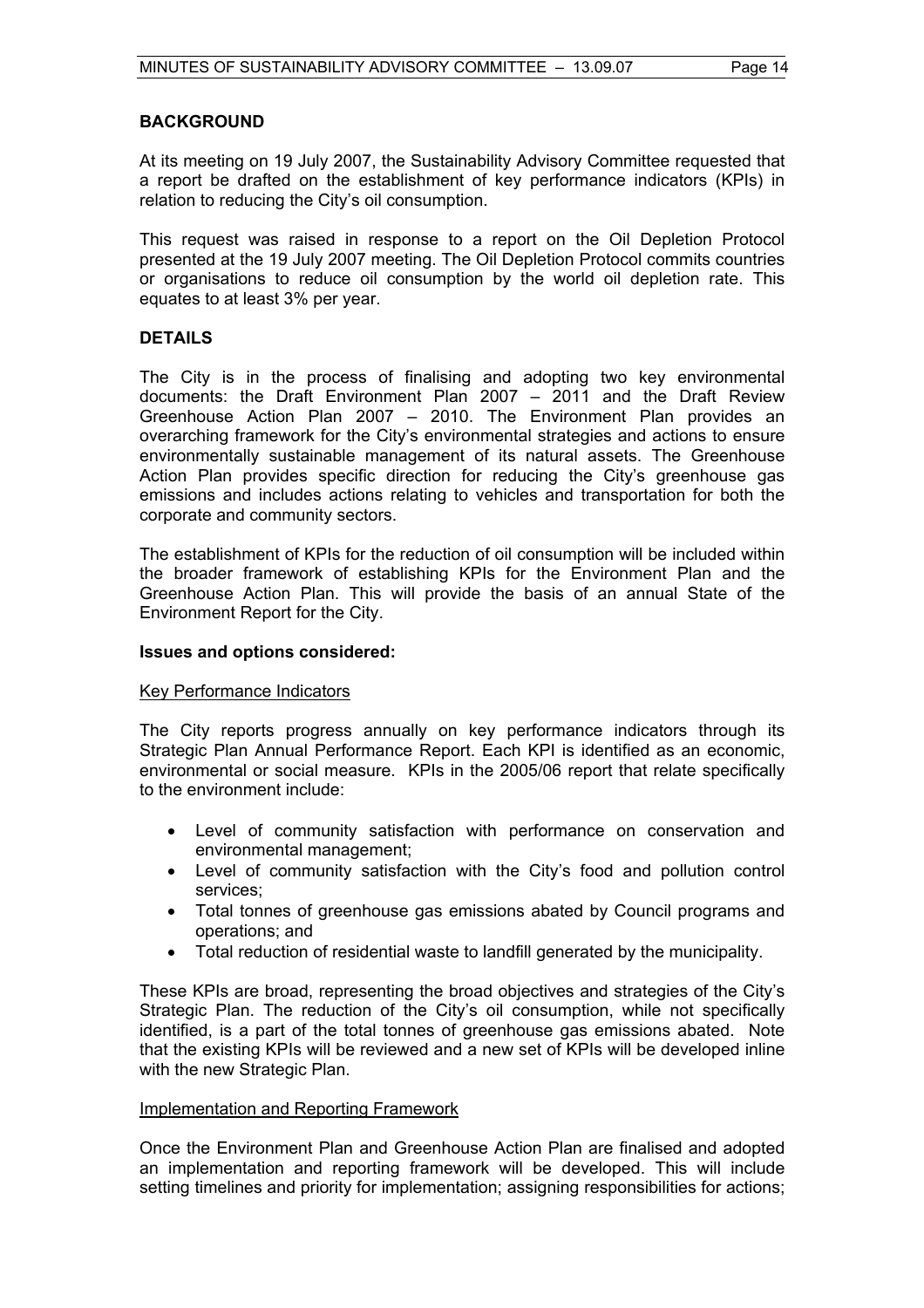## BACKGROUND

At its meeting on 19 July 2007, the Sustainability Advisory Committee requested that a report be drafted on the establishment of key performance indicators (KPIs) in relation to reducing the City's oil consumption.

This request was raised in response to a report on the Oil Depletion Protocol presented at the 19 July 2007 meeting. The Oil Depletion Protocol commits countries or organisations to reduce oil consumption by the world oil depletion rate. This equates to at least 3% per year.

## DETAILS

The City is in the process of finalising and adopting two key environmental documents: the Draft Environment Plan 2007 – 2011 and the Draft Review Greenhouse Action Plan 2007 – 2010. The Environment Plan provides an overarching framework for the City's environmental strategies and actions to ensure environmentally sustainable management of its natural assets. The Greenhouse Action Plan provides specific direction for reducing the City's greenhouse gas emissions and includes actions relating to vehicles and transportation for both the corporate and community sectors.

The establishment of KPIs for the reduction of oil consumption will be included within the broader framework of establishing KPIs for the Environment Plan and the Greenhouse Action Plan. This will provide the basis of an annual State of the Environment Report for the City.

### Issues and options considered:

Key Performance Indicators

The City reports progress annually on key performance indicators through its Strategic Plan Annual Performance Report. Each KPI is identified as an economic, environmental or social measure. KPIs in the 2005/06 report that relate specifically to the environment include:

- Level of community satisfaction with performance on conservation and environmental management;
- Level of community satisfaction with the City's food and pollution control services;
- Total tonnes of greenhouse gas emissions abated by Council programs and operations; and
- Total reduction of residential waste to landfill generated by the municipality.

These KPIs are broad, representing the broad objectives and strategies of the City's Strategic Plan. The reduction of the City's oil consumption, while not specifically identified, is a part of the total tonnes of greenhouse gas emissions abated. Note that the existing KPIs will be reviewed and a new set of KPIs will be developed inline with the new Strategic Plan.

Implementation and Reporting Framework

Once the Environment Plan and Greenhouse Action Plan are finalised and adopted an implementation and reporting framework will be developed. This will include setting timelines and priority for implementation; assigning responsibilities for actions;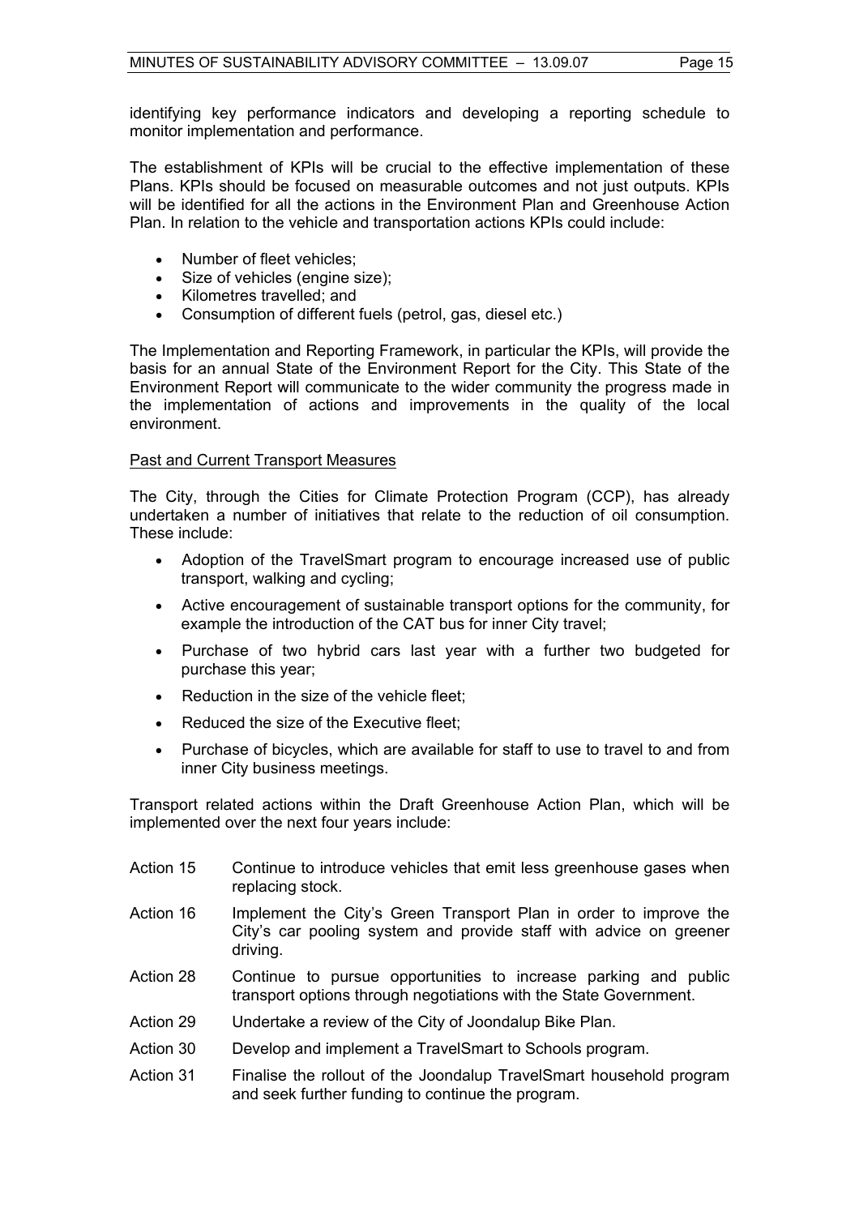identifying key performance indicators and developing a reporting schedule to monitor implementation and performance.

The establishment of KPIs will be crucial to the effective implementation of these Plans. KPIs should be focused on measurable outcomes and not just outputs. KPIs will be identified for all the actions in the Environment Plan and Greenhouse Action Plan. In relation to the vehicle and transportation actions KPIs could include:

- Number of fleet vehicles;
- Size of vehicles (engine size);
- Kilometres travelled; and
- Consumption of different fuels (petrol, gas, diesel etc.)

The Implementation and Reporting Framework, in particular the KPIs, will provide the basis for an annual State of the Environment Report for the City. This State of the Environment Report will communicate to the wider community the progress made in the implementation of actions and improvements in the quality of the local environment.

<u>Past and Current Transport Measures</u>

The City, through the Cities for Climate Protection Program (CCP), has already undertaken a number of initiatives that relate to the reduction of oil consumption. These include:

- Adoption of the TravelSmart program to encourage increased use of public transport, walking and cycling;
- Active encouragement of sustainable transport options for the community, for example the introduction of the CAT bus for inner City travel;
- Purchase of two hybrid cars last year with a further two budgeted for purchase this year;
- Reduction in the size of the vehicle fleet;
- Reduced the size of the Executive fleet;
- Purchase of bicycles, which are available for staff to use to travel to and from inner City business meetings.

Transport related actions within the Draft Greenhouse Action Plan, which will be implemented over the next four years include:

Action 15 Continue to introduce vehicles that emit less greenhouse gases when replacing stock.

Action 16 Implement the City's Green Transport Plan in order to improve the City's car pooling system and provide staff with advice on greener driving.

Action 28 Continue to pursue opportunities to increase parking and public transport options through negotiations with the State Government.

Action 29 Undertake a review of the City of Joondalup Bike Plan.

Action 30 Develop and implement a TravelSmart to Schools program.

Action 31 Finalise the rollout of the Joondalup TravelSmart household program and seek further funding to continue the program.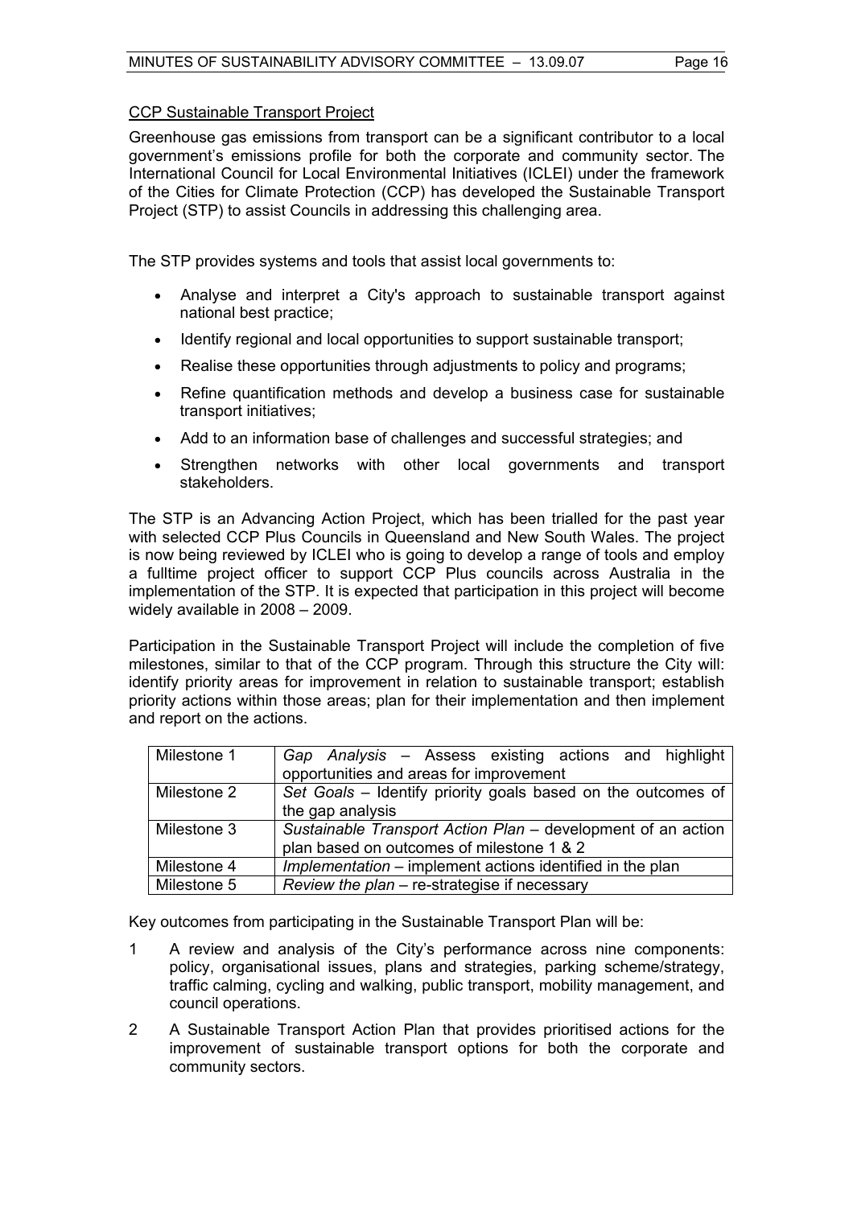CCP Sustainable Transport Project

Greenhouse gas emissions from transport can be a significant contributor to a local government's emissions profile for both the corporate and community sector. The International Council for Local Environmental Initiatives (ICLEI) under the framework of the Cities for Climate Protection (CCP) has developed the Sustainable Transport Project (STP) to assist Councils in addressing this challenging area.

The STP provides systems and tools that assist local governments to:

- Analyse and interpret a City's approach to sustainable transport against national best practice;
- Identify regional and local opportunities to support sustainable transport;
- Realise these opportunities through adjustments to policy and programs;
- Refine quantification methods and develop a business case for sustainable transport initiatives;
- Add to an information base of challenges and successful strategies; and
- Strengthen networks with other local governments and transport stakeholders.

The STP is an Advancing Action Project, which has been trialled for the past year with selected CCP Plus Councils in Queensland and New South Wales. The project is now being reviewed by ICLEI who is going to develop a range of tools and employ a fulltime project officer to support CCP Plus councils across Australia in the implementation of the STP. It is expected that participation in this project will become widely available in 2008 – 2009.

Participation in the Sustainable Transport Project will include the completion of five milestones, similar to that of the CCP program. Through this structure the City will: identify priority areas for improvement in relation to sustainable transport; establish priority actions within those areas; plan for their implementation and then implement and report on the actions.

| | |
|---|---|
| Milestone 1 | *Gap Analysis* – Assess existing actions and highlight opportunities and areas for improvement |
| Milestone 2 | *Set Goals* – Identify priority goals based on the outcomes of the gap analysis |
| Milestone 3 | *Sustainable Transport Action Plan* – development of an action plan based on outcomes of milestone 1 & 2 |
| Milestone 4 | *Implementation* – implement actions identified in the plan |
| Milestone 5 | *Review the plan* – re-strategise if necessary |

Key outcomes from participating in the Sustainable Transport Plan will be:

1. A review and analysis of the City's performance across nine components: policy, organisational issues, plans and strategies, parking scheme/strategy, traffic calming, cycling and walking, public transport, mobility management, and council operations.
2. A Sustainable Transport Action Plan that provides prioritised actions for the improvement of sustainable transport options for both the corporate and community sectors.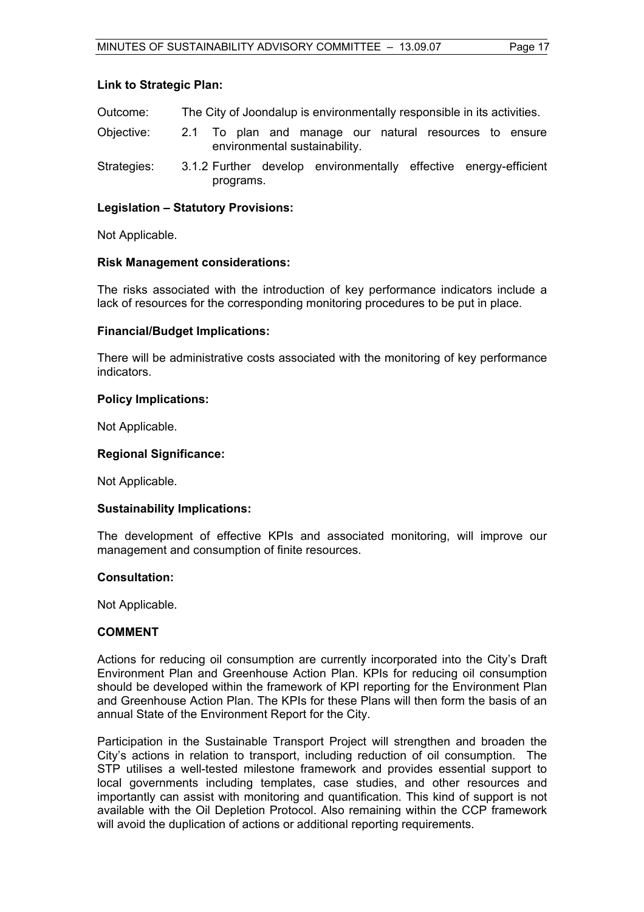**Link to Strategic Plan:**

Outcome: The City of Joondalup is environmentally responsible in its activities.

Objective: 2.1 To plan and manage our natural resources to ensure environmental sustainability.

Strategies: 3.1.2 Further develop environmentally effective energy-efficient programs.

**Legislation – Statutory Provisions:**

Not Applicable.

**Risk Management considerations:**

The risks associated with the introduction of key performance indicators include a lack of resources for the corresponding monitoring procedures to be put in place.

**Financial/Budget Implications:**

There will be administrative costs associated with the monitoring of key performance indicators.

**Policy Implications:**

Not Applicable.

**Regional Significance:**

Not Applicable.

**Sustainability Implications:**

The development of effective KPIs and associated monitoring, will improve our management and consumption of finite resources.

**Consultation:**

Not Applicable.

**COMMENT**

Actions for reducing oil consumption are currently incorporated into the City's Draft Environment Plan and Greenhouse Action Plan. KPIs for reducing oil consumption should be developed within the framework of KPI reporting for the Environment Plan and Greenhouse Action Plan. The KPIs for these Plans will then form the basis of an annual State of the Environment Report for the City.

Participation in the Sustainable Transport Project will strengthen and broaden the City's actions in relation to transport, including reduction of oil consumption. The STP utilises a well-tested milestone framework and provides essential support to local governments including templates, case studies, and other resources and importantly can assist with monitoring and quantification. This kind of support is not available with the Oil Depletion Protocol. Also remaining within the CCP framework will avoid the duplication of actions or additional reporting requirements.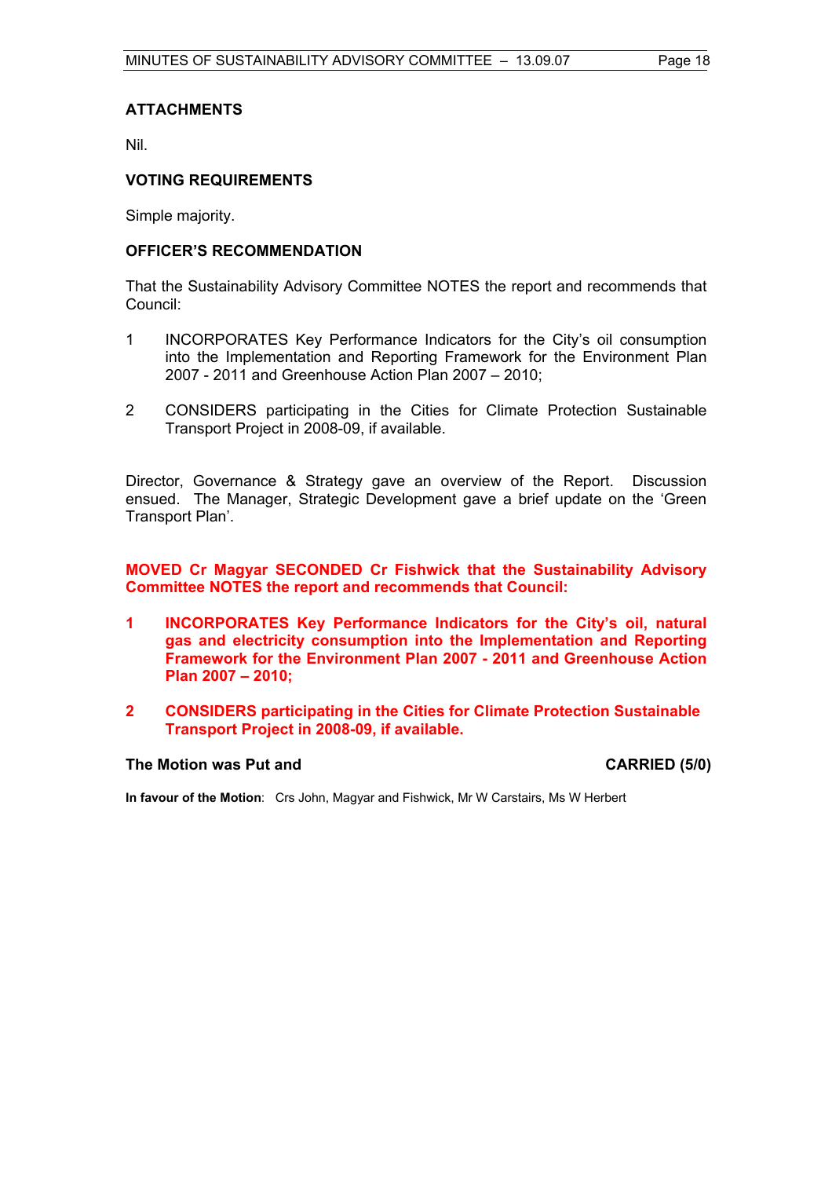### ATTACHMENTS

Nil.

### VOTING REQUIREMENTS

Simple majority.

### OFFICER'S RECOMMENDATION

That the Sustainability Advisory Committee NOTES the report and recommends that Council:

1 INCORPORATES Key Performance Indicators for the City's oil consumption into the Implementation and Reporting Framework for the Environment Plan 2007 - 2011 and Greenhouse Action Plan 2007 – 2010;

2 CONSIDERS participating in the Cities for Climate Protection Sustainable Transport Project in 2008-09, if available.

Director, Governance & Strategy gave an overview of the Report. Discussion ensued. The Manager, Strategic Development gave a brief update on the 'Green Transport Plan'.

**MOVED Cr Magyar SECONDED Cr Fishwick that the Sustainability Advisory Committee NOTES the report and recommends that Council:**

**1 INCORPORATES Key Performance Indicators for the City's oil, natural gas and electricity consumption into the Implementation and Reporting Framework for the Environment Plan 2007 - 2011 and Greenhouse Action Plan 2007 – 2010;**

**2 CONSIDERS participating in the Cities for Climate Protection Sustainable Transport Project in 2008-09, if available.**

**The Motion was Put and CARRIED (5/0)**

**In favour of the Motion**: Crs John, Magyar and Fishwick, Mr W Carstairs, Ms W Herbert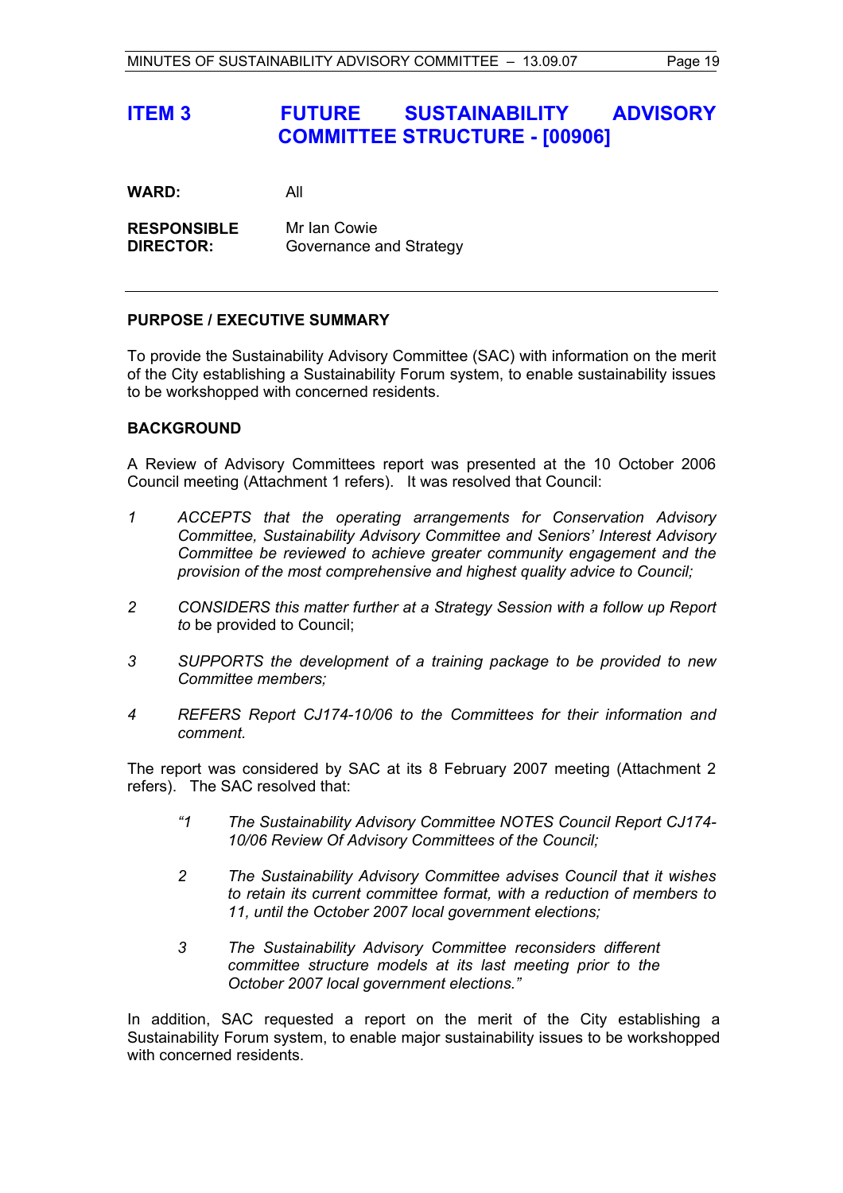# ITEM 3 FUTURE SUSTAINABILITY ADVISORY COMMITTEE STRUCTURE - [00906]

**WARD:** All

**RESPONSIBLE DIRECTOR:** Mr Ian Cowie
Governance and Strategy

---

## PURPOSE / EXECUTIVE SUMMARY

To provide the Sustainability Advisory Committee (SAC) with information on the merit of the City establishing a Sustainability Forum system, to enable sustainability issues to be workshopped with concerned residents.

## BACKGROUND

A Review of Advisory Committees report was presented at the 10 October 2006 Council meeting (Attachment 1 refers). It was resolved that Council:

1. *ACCEPTS that the operating arrangements for Conservation Advisory Committee, Sustainability Advisory Committee and Seniors' Interest Advisory Committee be reviewed to achieve greater community engagement and the provision of the most comprehensive and highest quality advice to Council;*

2. *CONSIDERS this matter further at a Strategy Session with a follow up Report to* be provided to Council;

3. *SUPPORTS the development of a training package to be provided to new Committee members;*

4. *REFERS Report CJ174-10/06 to the Committees for their information and comment.*

The report was considered by SAC at its 8 February 2007 meeting (Attachment 2 refers). The SAC resolved that:

> *"1 The Sustainability Advisory Committee NOTES Council Report CJ174-10/06 Review Of Advisory Committees of the Council;*
>
> *2 The Sustainability Advisory Committee advises Council that it wishes to retain its current committee format, with a reduction of members to 11, until the October 2007 local government elections;*
>
> *3 The Sustainability Advisory Committee reconsiders different committee structure models at its last meeting prior to the October 2007 local government elections."*

In addition, SAC requested a report on the merit of the City establishing a Sustainability Forum system, to enable major sustainability issues to be workshopped with concerned residents.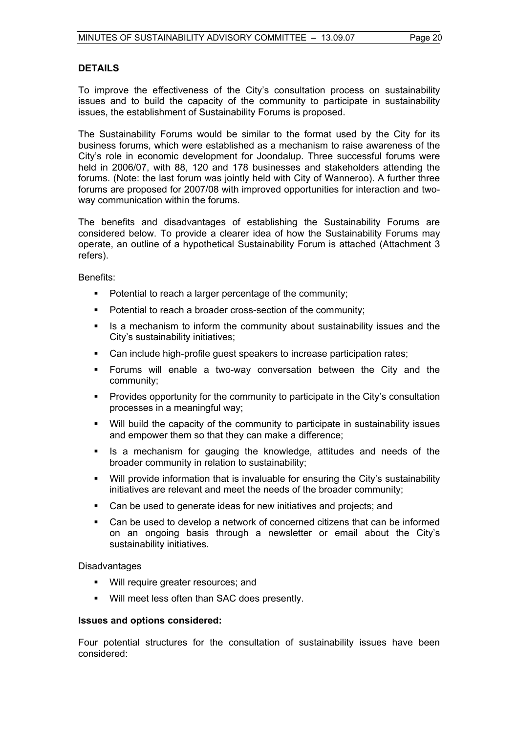**DETAILS**

To improve the effectiveness of the City's consultation process on sustainability issues and to build the capacity of the community to participate in sustainability issues, the establishment of Sustainability Forums is proposed.

The Sustainability Forums would be similar to the format used by the City for its business forums, which were established as a mechanism to raise awareness of the City's role in economic development for Joondalup. Three successful forums were held in 2006/07, with 88, 120 and 178 businesses and stakeholders attending the forums. (Note: the last forum was jointly held with City of Wanneroo). A further three forums are proposed for 2007/08 with improved opportunities for interaction and two-way communication within the forums.

The benefits and disadvantages of establishing the Sustainability Forums are considered below. To provide a clearer idea of how the Sustainability Forums may operate, an outline of a hypothetical Sustainability Forum is attached (Attachment 3 refers).

Benefits:

- Potential to reach a larger percentage of the community;
- Potential to reach a broader cross-section of the community;
- Is a mechanism to inform the community about sustainability issues and the City's sustainability initiatives;
- Can include high-profile guest speakers to increase participation rates;
- Forums will enable a two-way conversation between the City and the community;
- Provides opportunity for the community to participate in the City's consultation processes in a meaningful way;
- Will build the capacity of the community to participate in sustainability issues and empower them so that they can make a difference;
- Is a mechanism for gauging the knowledge, attitudes and needs of the broader community in relation to sustainability;
- Will provide information that is invaluable for ensuring the City's sustainability initiatives are relevant and meet the needs of the broader community;
- Can be used to generate ideas for new initiatives and projects; and
- Can be used to develop a network of concerned citizens that can be informed on an ongoing basis through a newsletter or email about the City's sustainability initiatives.

Disadvantages

- Will require greater resources; and
- Will meet less often than SAC does presently.

**Issues and options considered:**

Four potential structures for the consultation of sustainability issues have been considered: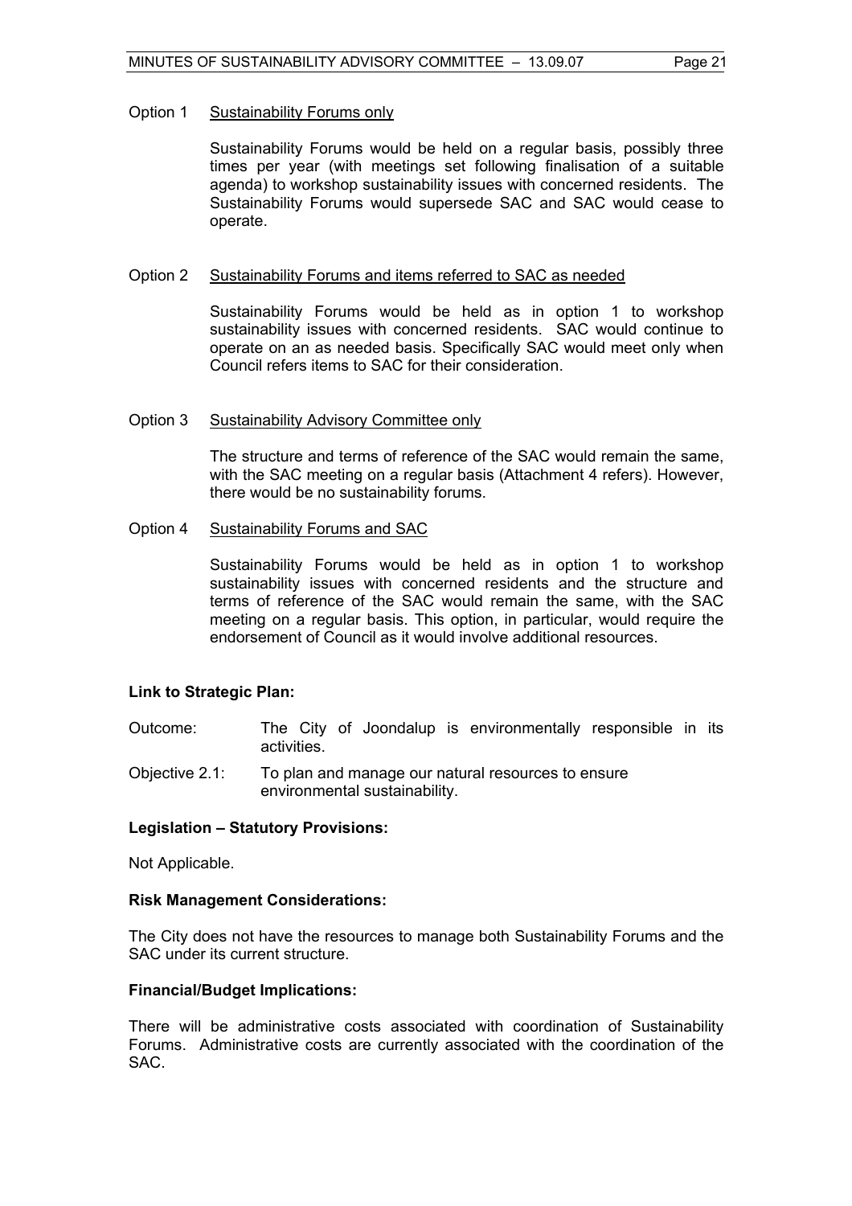Option 1 Sustainability Forums only

Sustainability Forums would be held on a regular basis, possibly three times per year (with meetings set following finalisation of a suitable agenda) to workshop sustainability issues with concerned residents. The Sustainability Forums would supersede SAC and SAC would cease to operate.

Option 2 Sustainability Forums and items referred to SAC as needed

Sustainability Forums would be held as in option 1 to workshop sustainability issues with concerned residents. SAC would continue to operate on an as needed basis. Specifically SAC would meet only when Council refers items to SAC for their consideration.

Option 3 Sustainability Advisory Committee only

The structure and terms of reference of the SAC would remain the same, with the SAC meeting on a regular basis (Attachment 4 refers). However, there would be no sustainability forums.

Option 4 Sustainability Forums and SAC

Sustainability Forums would be held as in option 1 to workshop sustainability issues with concerned residents and the structure and terms of reference of the SAC would remain the same, with the SAC meeting on a regular basis. This option, in particular, would require the endorsement of Council as it would involve additional resources.

**Link to Strategic Plan:**

Outcome: The City of Joondalup is environmentally responsible in its activities.

Objective 2.1: To plan and manage our natural resources to ensure environmental sustainability.

**Legislation – Statutory Provisions:**

Not Applicable.

**Risk Management Considerations:**

The City does not have the resources to manage both Sustainability Forums and the SAC under its current structure.

**Financial/Budget Implications:**

There will be administrative costs associated with coordination of Sustainability Forums. Administrative costs are currently associated with the coordination of the SAC.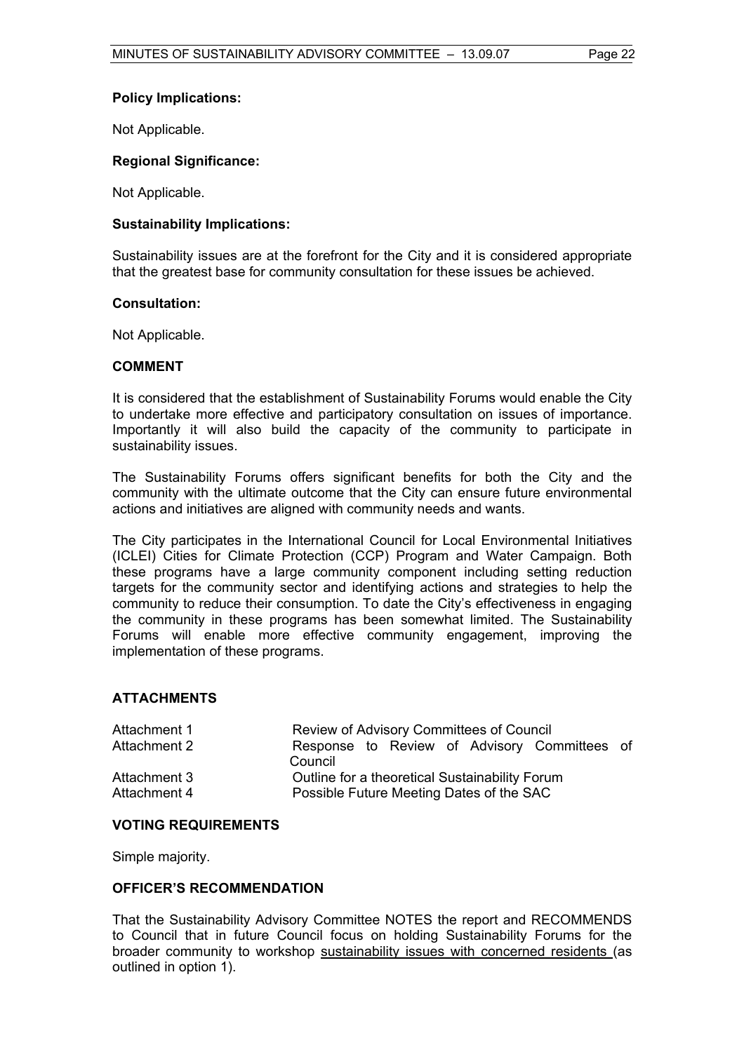**Policy Implications:**

Not Applicable.

**Regional Significance:**

Not Applicable.

**Sustainability Implications:**

Sustainability issues are at the forefront for the City and it is considered appropriate that the greatest base for community consultation for these issues be achieved.

**Consultation:**

Not Applicable.

**COMMENT**

It is considered that the establishment of Sustainability Forums would enable the City to undertake more effective and participatory consultation on issues of importance. Importantly it will also build the capacity of the community to participate in sustainability issues.

The Sustainability Forums offers significant benefits for both the City and the community with the ultimate outcome that the City can ensure future environmental actions and initiatives are aligned with community needs and wants.

The City participates in the International Council for Local Environmental Initiatives (ICLEI) Cities for Climate Protection (CCP) Program and Water Campaign. Both these programs have a large community component including setting reduction targets for the community sector and identifying actions and strategies to help the community to reduce their consumption. To date the City's effectiveness in engaging the community in these programs has been somewhat limited. The Sustainability Forums will enable more effective community engagement, improving the implementation of these programs.

**ATTACHMENTS**

| | |
|---|---|
| Attachment 1 | Review of Advisory Committees of Council |
| Attachment 2 | Response to Review of Advisory Committees of Council |
| Attachment 3 | Outline for a theoretical Sustainability Forum |
| Attachment 4 | Possible Future Meeting Dates of the SAC |

**VOTING REQUIREMENTS**

Simple majority.

**OFFICER'S RECOMMENDATION**

That the Sustainability Advisory Committee NOTES the report and RECOMMENDS to Council that in future Council focus on holding Sustainability Forums for the broader community to workshop <u>sustainability issues with concerned residents</u> (as outlined in option 1).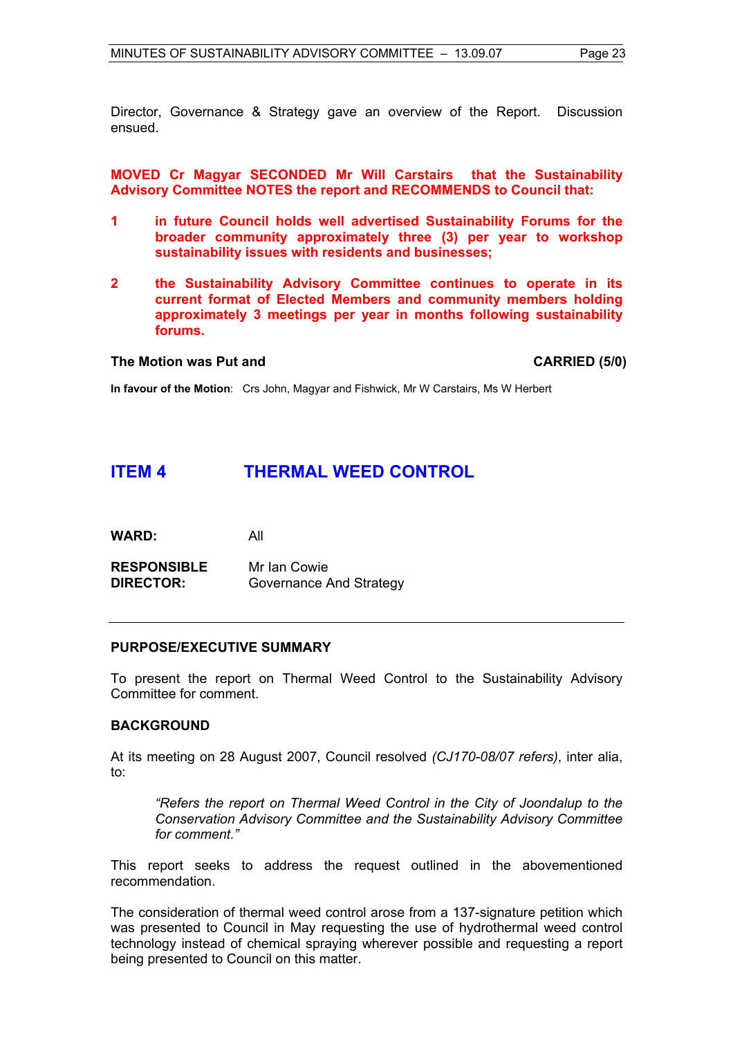Director, Governance & Strategy gave an overview of the Report. Discussion ensued.

**MOVED Cr Magyar SECONDED Mr Will Carstairs that the Sustainability Advisory Committee NOTES the report and RECOMMENDS to Council that:**

**1 in future Council holds well advertised Sustainability Forums for the broader community approximately three (3) per year to workshop sustainability issues with residents and businesses;**

**2 the Sustainability Advisory Committee continues to operate in its current format of Elected Members and community members holding approximately 3 meetings per year in months following sustainability forums.**

**The Motion was Put and CARRIED (5/0)**

**In favour of the Motion**: Crs John, Magyar and Fishwick, Mr W Carstairs, Ms W Herbert

## ITEM 4 THERMAL WEED CONTROL

**WARD:** All

**RESPONSIBLE DIRECTOR:** Mr Ian Cowie
Governance And Strategy

### PURPOSE/EXECUTIVE SUMMARY

To present the report on Thermal Weed Control to the Sustainability Advisory Committee for comment.

### BACKGROUND

At its meeting on 28 August 2007, Council resolved *(CJ170-08/07 refers)*, inter alia, to:

> *"Refers the report on Thermal Weed Control in the City of Joondalup to the Conservation Advisory Committee and the Sustainability Advisory Committee for comment."*

This report seeks to address the request outlined in the abovementioned recommendation.

The consideration of thermal weed control arose from a 137-signature petition which was presented to Council in May requesting the use of hydrothermal weed control technology instead of chemical spraying wherever possible and requesting a report being presented to Council on this matter.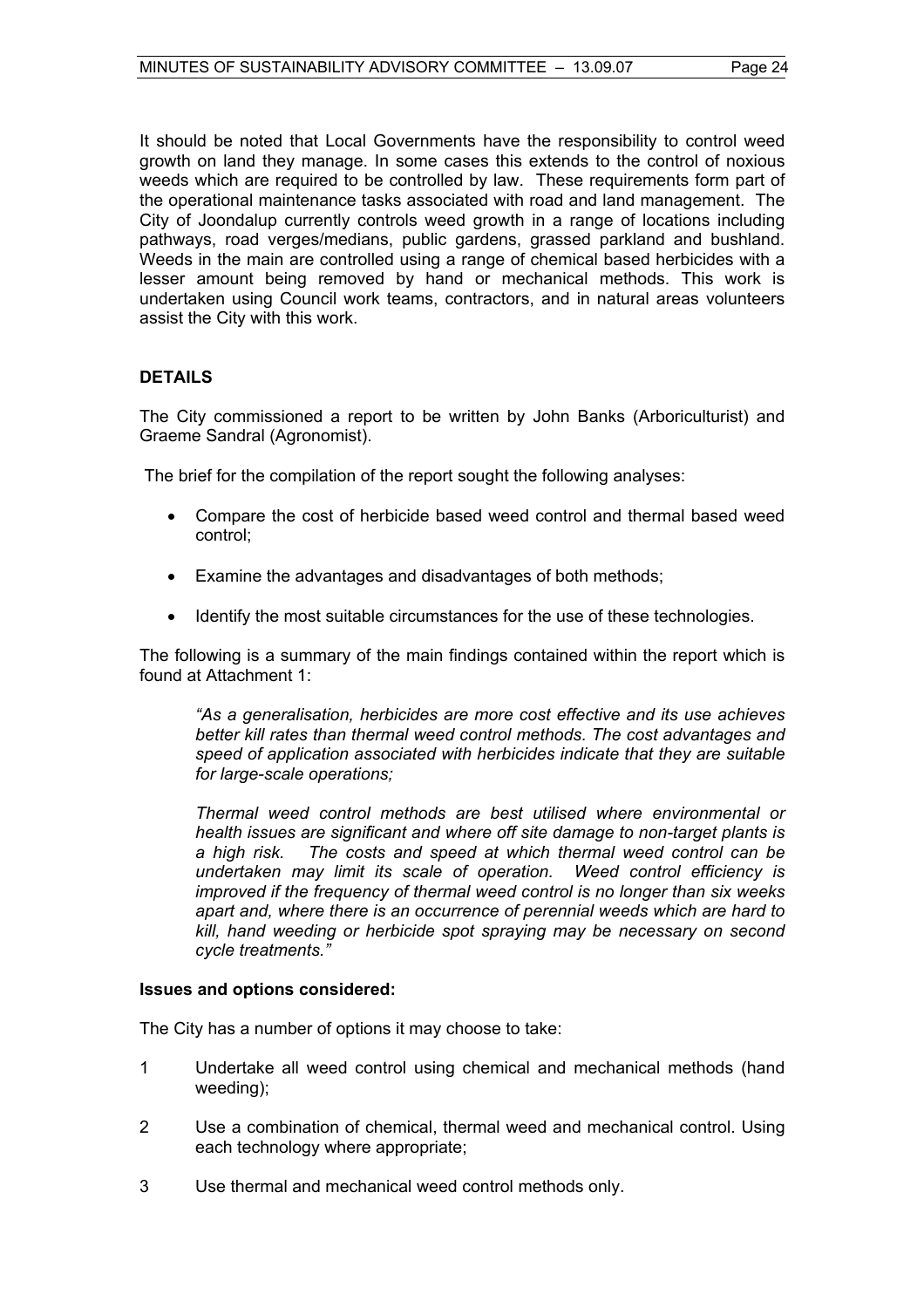It should be noted that Local Governments have the responsibility to control weed growth on land they manage. In some cases this extends to the control of noxious weeds which are required to be controlled by law. These requirements form part of the operational maintenance tasks associated with road and land management. The City of Joondalup currently controls weed growth in a range of locations including pathways, road verges/medians, public gardens, grassed parkland and bushland. Weeds in the main are controlled using a range of chemical based herbicides with a lesser amount being removed by hand or mechanical methods. This work is undertaken using Council work teams, contractors, and in natural areas volunteers assist the City with this work.

## DETAILS

The City commissioned a report to be written by John Banks (Arboriculturist) and Graeme Sandral (Agronomist).

The brief for the compilation of the report sought the following analyses:

- Compare the cost of herbicide based weed control and thermal based weed control;
- Examine the advantages and disadvantages of both methods;
- Identify the most suitable circumstances for the use of these technologies.

The following is a summary of the main findings contained within the report which is found at Attachment 1:

> *"As a generalisation, herbicides are more cost effective and its use achieves better kill rates than thermal weed control methods. The cost advantages and speed of application associated with herbicides indicate that they are suitable for large-scale operations;*
>
> *Thermal weed control methods are best utilised where environmental or health issues are significant and where off site damage to non-target plants is a high risk. The costs and speed at which thermal weed control can be undertaken may limit its scale of operation. Weed control efficiency is improved if the frequency of thermal weed control is no longer than six weeks apart and, where there is an occurrence of perennial weeds which are hard to kill, hand weeding or herbicide spot spraying may be necessary on second cycle treatments."*

**Issues and options considered:**

The City has a number of options it may choose to take:

1. Undertake all weed control using chemical and mechanical methods (hand weeding);
2. Use a combination of chemical, thermal weed and mechanical control. Using each technology where appropriate;
3. Use thermal and mechanical weed control methods only.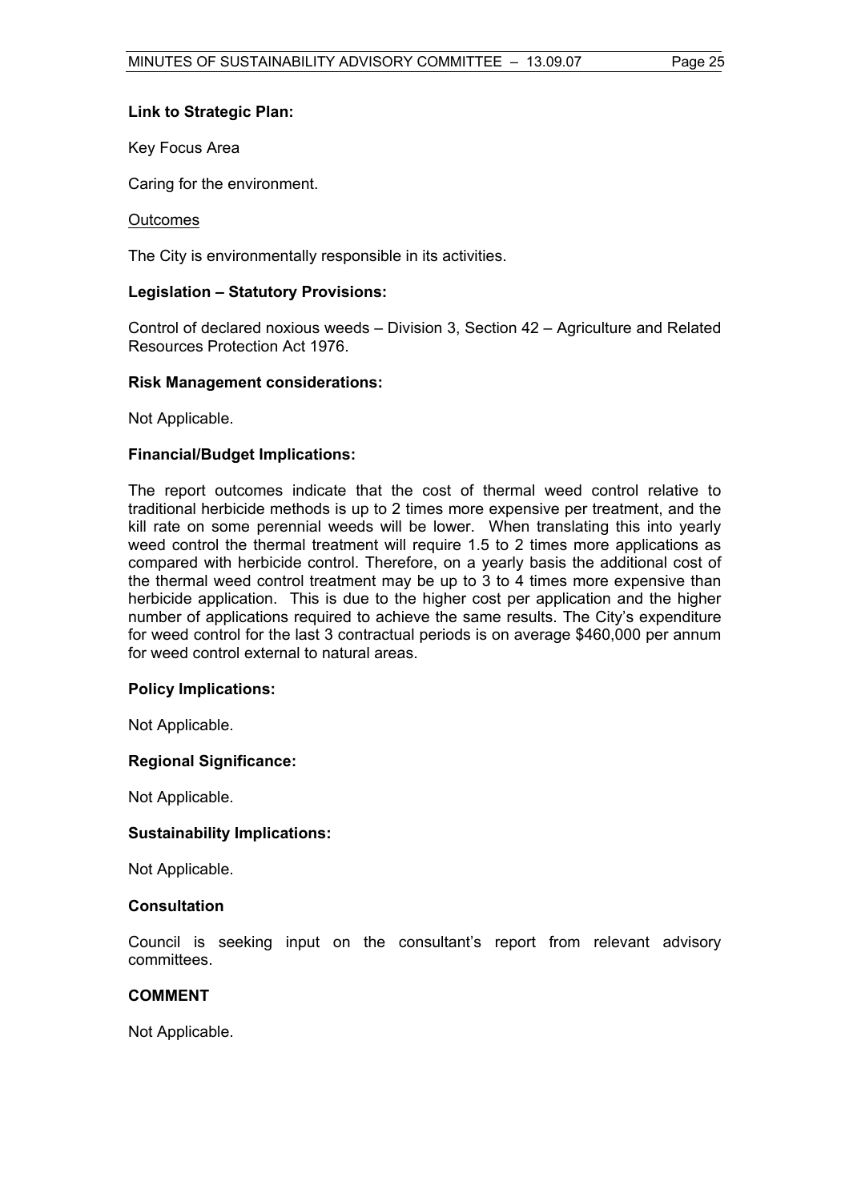**Link to Strategic Plan:**

Key Focus Area

Caring for the environment.

Outcomes

The City is environmentally responsible in its activities.

**Legislation – Statutory Provisions:**

Control of declared noxious weeds – Division 3, Section 42 – Agriculture and Related Resources Protection Act 1976.

**Risk Management considerations:**

Not Applicable.

**Financial/Budget Implications:**

The report outcomes indicate that the cost of thermal weed control relative to traditional herbicide methods is up to 2 times more expensive per treatment, and the kill rate on some perennial weeds will be lower. When translating this into yearly weed control the thermal treatment will require 1.5 to 2 times more applications as compared with herbicide control. Therefore, on a yearly basis the additional cost of the thermal weed control treatment may be up to 3 to 4 times more expensive than herbicide application. This is due to the higher cost per application and the higher number of applications required to achieve the same results. The City's expenditure for weed control for the last 3 contractual periods is on average $460,000 per annum for weed control external to natural areas.

**Policy Implications:**

Not Applicable.

**Regional Significance:**

Not Applicable.

**Sustainability Implications:**

Not Applicable.

**Consultation**

Council is seeking input on the consultant's report from relevant advisory committees.

**COMMENT**

Not Applicable.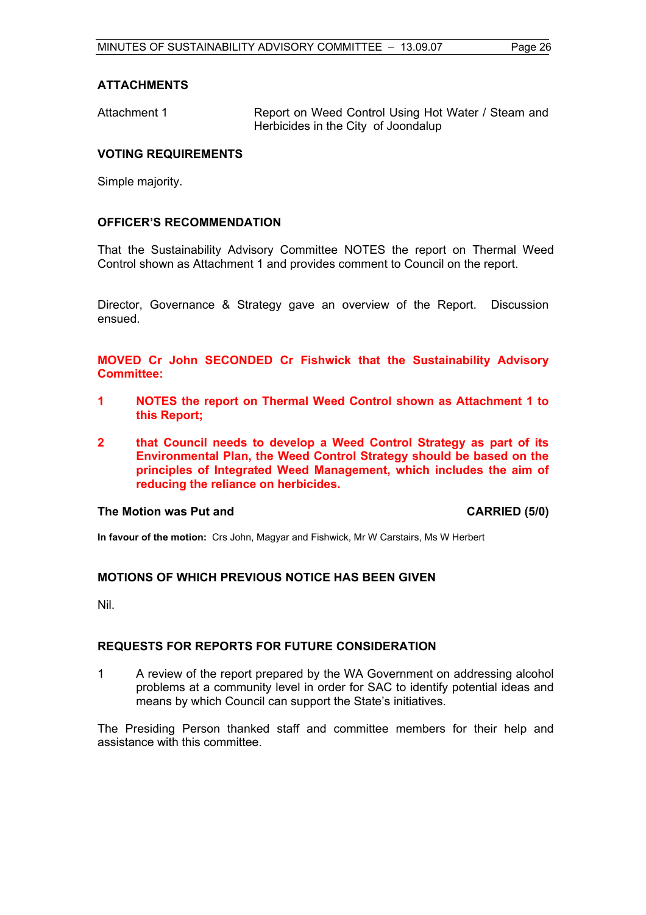## ATTACHMENTS

| | |
|---|---|
| Attachment 1 | Report on Weed Control Using Hot Water / Steam and Herbicides in the City of Joondalup |

## VOTING REQUIREMENTS

Simple majority.

## OFFICER'S RECOMMENDATION

That the Sustainability Advisory Committee NOTES the report on Thermal Weed Control shown as Attachment 1 and provides comment to Council on the report.

Director, Governance & Strategy gave an overview of the Report. Discussion ensued.

**MOVED Cr John SECONDED Cr Fishwick that the Sustainability Advisory Committee:**

**1 NOTES the report on Thermal Weed Control shown as Attachment 1 to this Report;**

**2 that Council needs to develop a Weed Control Strategy as part of its Environmental Plan, the Weed Control Strategy should be based on the principles of Integrated Weed Management, which includes the aim of reducing the reliance on herbicides.**

**The Motion was Put and CARRIED (5/0)**

**In favour of the motion:** Crs John, Magyar and Fishwick, Mr W Carstairs, Ms W Herbert

## MOTIONS OF WHICH PREVIOUS NOTICE HAS BEEN GIVEN

Nil.

## REQUESTS FOR REPORTS FOR FUTURE CONSIDERATION

1 A review of the report prepared by the WA Government on addressing alcohol problems at a community level in order for SAC to identify potential ideas and means by which Council can support the State's initiatives.

The Presiding Person thanked staff and committee members for their help and assistance with this committee.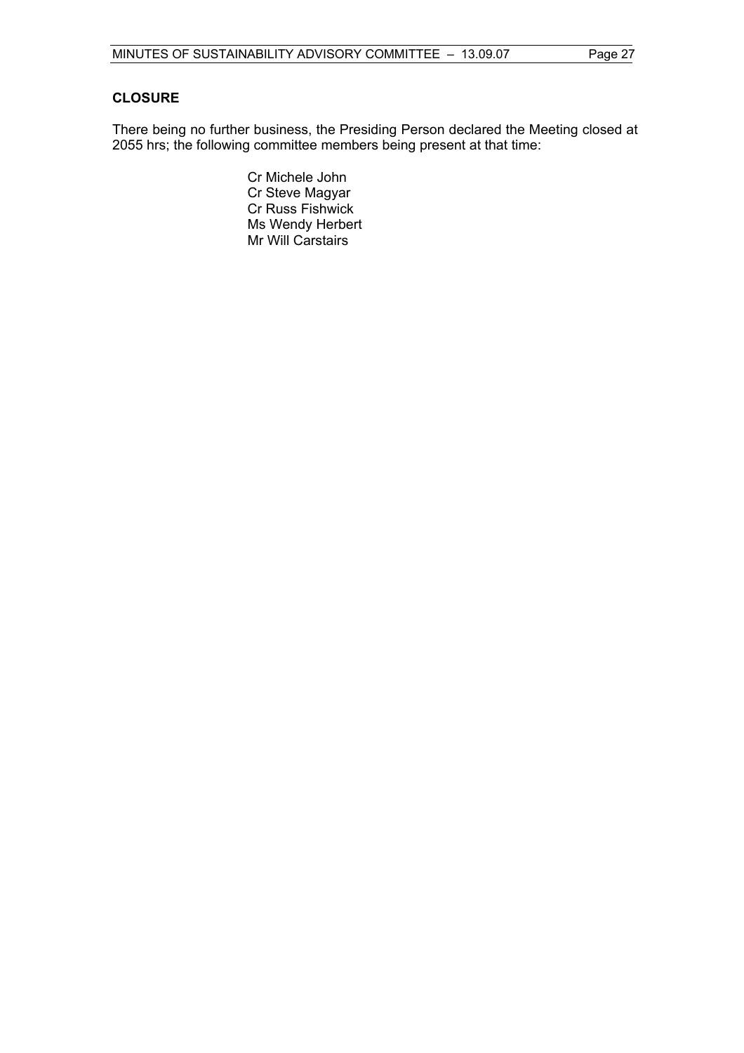## CLOSURE

There being no further business, the Presiding Person declared the Meeting closed at 2055 hrs; the following committee members being present at that time:

Cr Michele John
Cr Steve Magyar
Cr Russ Fishwick
Ms Wendy Herbert
Mr Will Carstairs